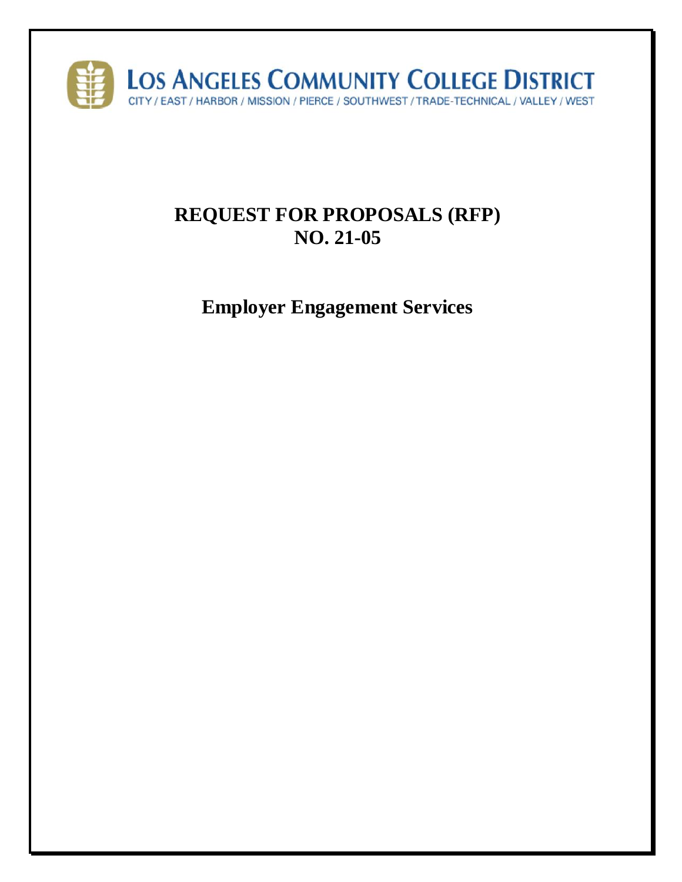LOS ANGELES COMMUNITY COLLEGE DISTRICT

CITY / EAST / HARBOR / MISSION / PIERCE / SOUTHWEST / TRADE-TECHNICAL / VALLEY / WEST

# REQUEST FOR PROPOSALS (RFP) NO. 21-05

## Employer Engagement Services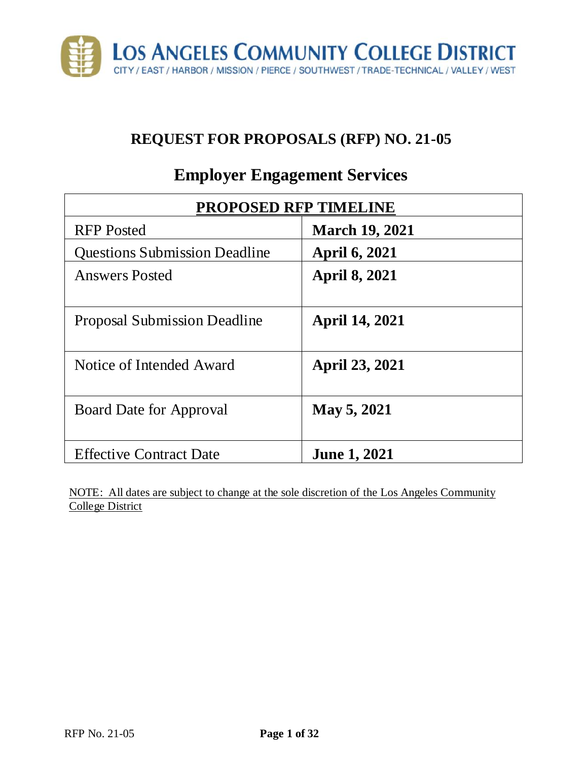# LOS ANGELES COMMUNITY COLLEGE DISTRICT

CITY / EAST / HARBOR / MISSION / PIERCE / SOUTHWEST / TRADE-TECHNICAL / VALLEY / WEST

## REQUEST FOR PROPOSALS (RFP) NO. 21-05

## Employer Engagement Services

| **PROPOSED RFP TIMELINE** | |
|---|---|
| RFP Posted | **March 19, 2021** |
| Questions Submission Deadline | **April 6, 2021** |
| Answers Posted | **April 8, 2021** |
| Proposal Submission Deadline | **April 14, 2021** |
| Notice of Intended Award | **April 23, 2021** |
| Board Date for Approval | **May 5, 2021** |
| Effective Contract Date | **June 1, 2021** |

NOTE: All dates are subject to change at the sole discretion of the Los Angeles Community College District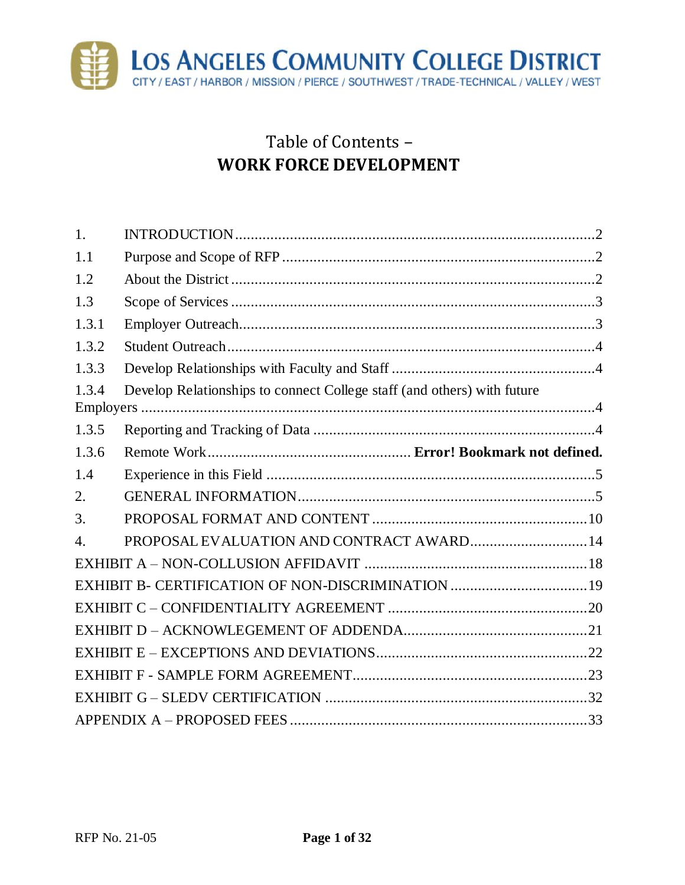# Table of Contents – WORK FORCE DEVELOPMENT

1. INTRODUCTION ....2
1.1 Purpose and Scope of RFP ....2
1.2 About the District ....2
1.3 Scope of Services ....3
1.3.1 Employer Outreach....3
1.3.2 Student Outreach....4
1.3.3 Develop Relationships with Faculty and Staff ....4
1.3.4 Develop Relationships to connect College staff (and others) with future Employers ....4
1.3.5 Reporting and Tracking of Data ....4
1.3.6 Remote Work.... **Error! Bookmark not defined.**
1.4 Experience in this Field ....5
2. GENERAL INFORMATION....5
3. PROPOSAL FORMAT AND CONTENT ....10
4. PROPOSAL EVALUATION AND CONTRACT AWARD....14
EXHIBIT A – NON-COLLUSION AFFIDAVIT ....18
EXHIBIT B- CERTIFICATION OF NON-DISCRIMINATION ....19
EXHIBIT C – CONFIDENTIALITY AGREEMENT ....20
EXHIBIT D – ACKNOWLEGEMENT OF ADDENDA....21
EXHIBIT E – EXCEPTIONS AND DEVIATIONS....22
EXHIBIT F - SAMPLE FORM AGREEMENT....23
EXHIBIT G – SLEDV CERTIFICATION ....32
APPENDIX A – PROPOSED FEES ....33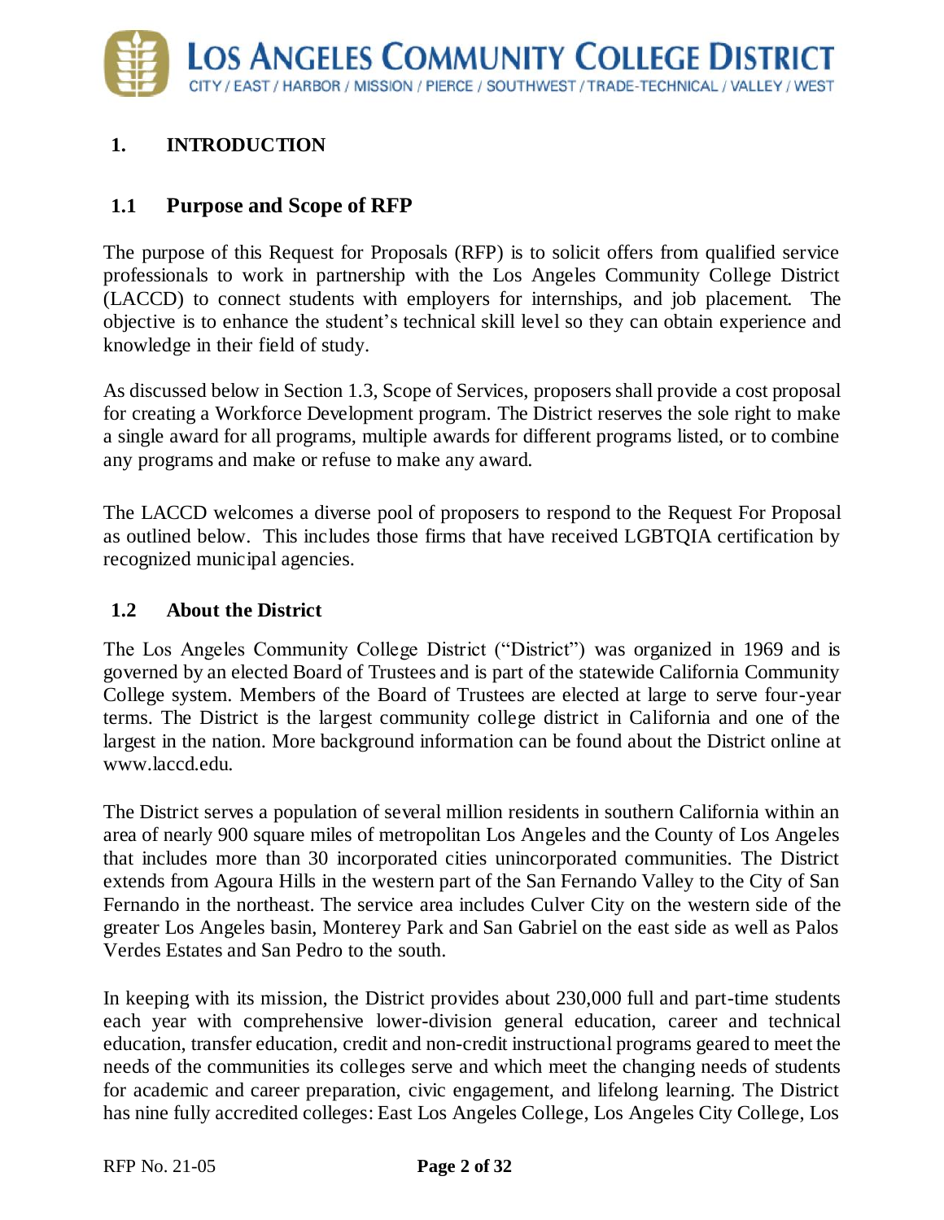## 1. INTRODUCTION

### 1.1 Purpose and Scope of RFP

The purpose of this Request for Proposals (RFP) is to solicit offers from qualified service professionals to work in partnership with the Los Angeles Community College District (LACCD) to connect students with employers for internships, and job placement. The objective is to enhance the student's technical skill level so they can obtain experience and knowledge in their field of study.

As discussed below in Section 1.3, Scope of Services, proposers shall provide a cost proposal for creating a Workforce Development program. The District reserves the sole right to make a single award for all programs, multiple awards for different programs listed, or to combine any programs and make or refuse to make any award.

The LACCD welcomes a diverse pool of proposers to respond to the Request For Proposal as outlined below. This includes those firms that have received LGBTQIA certification by recognized municipal agencies.

### 1.2 About the District

The Los Angeles Community College District ("District") was organized in 1969 and is governed by an elected Board of Trustees and is part of the statewide California Community College system. Members of the Board of Trustees are elected at large to serve four-year terms. The District is the largest community college district in California and one of the largest in the nation. More background information can be found about the District online at www.laccd.edu.

The District serves a population of several million residents in southern California within an area of nearly 900 square miles of metropolitan Los Angeles and the County of Los Angeles that includes more than 30 incorporated cities unincorporated communities. The District extends from Agoura Hills in the western part of the San Fernando Valley to the City of San Fernando in the northeast. The service area includes Culver City on the western side of the greater Los Angeles basin, Monterey Park and San Gabriel on the east side as well as Palos Verdes Estates and San Pedro to the south.

In keeping with its mission, the District provides about 230,000 full and part-time students each year with comprehensive lower-division general education, career and technical education, transfer education, credit and non-credit instructional programs geared to meet the needs of the communities its colleges serve and which meet the changing needs of students for academic and career preparation, civic engagement, and lifelong learning. The District has nine fully accredited colleges: East Los Angeles College, Los Angeles City College, Los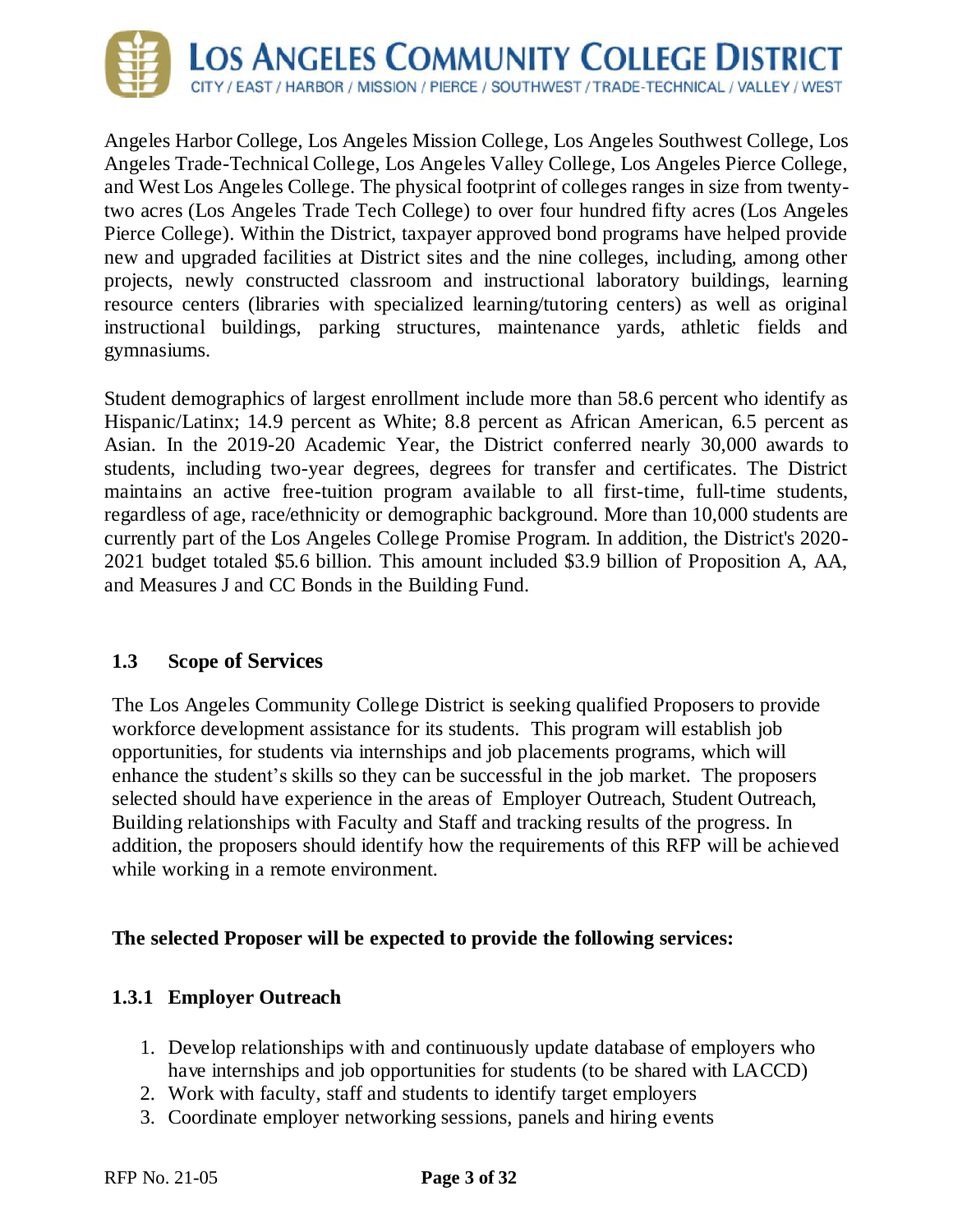Angeles Harbor College, Los Angeles Mission College, Los Angeles Southwest College, Los Angeles Trade-Technical College, Los Angeles Valley College, Los Angeles Pierce College, and West Los Angeles College. The physical footprint of colleges ranges in size from twenty-two acres (Los Angeles Trade Tech College) to over four hundred fifty acres (Los Angeles Pierce College). Within the District, taxpayer approved bond programs have helped provide new and upgraded facilities at District sites and the nine colleges, including, among other projects, newly constructed classroom and instructional laboratory buildings, learning resource centers (libraries with specialized learning/tutoring centers) as well as original instructional buildings, parking structures, maintenance yards, athletic fields and gymnasiums.

Student demographics of largest enrollment include more than 58.6 percent who identify as Hispanic/Latinx; 14.9 percent as White; 8.8 percent as African American, 6.5 percent as Asian. In the 2019-20 Academic Year, the District conferred nearly 30,000 awards to students, including two-year degrees, degrees for transfer and certificates. The District maintains an active free-tuition program available to all first-time, full-time students, regardless of age, race/ethnicity or demographic background. More than 10,000 students are currently part of the Los Angeles College Promise Program. In addition, the District's 2020-2021 budget totaled $5.6 billion. This amount included $3.9 billion of Proposition A, AA, and Measures J and CC Bonds in the Building Fund.

## 1.3 Scope of Services

The Los Angeles Community College District is seeking qualified Proposers to provide workforce development assistance for its students. This program will establish job opportunities, for students via internships and job placements programs, which will enhance the student's skills so they can be successful in the job market. The proposers selected should have experience in the areas of Employer Outreach, Student Outreach, Building relationships with Faculty and Staff and tracking results of the progress. In addition, the proposers should identify how the requirements of this RFP will be achieved while working in a remote environment.

**The selected Proposer will be expected to provide the following services:**

### 1.3.1 Employer Outreach

1. Develop relationships with and continuously update database of employers who have internships and job opportunities for students (to be shared with LACCD)
2. Work with faculty, staff and students to identify target employers
3. Coordinate employer networking sessions, panels and hiring events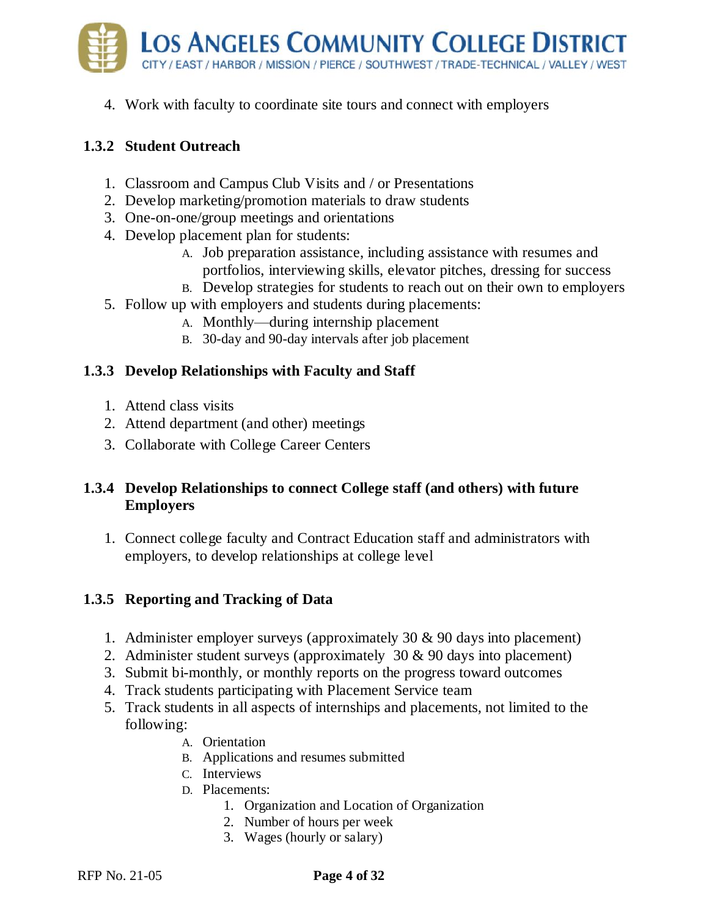4. Work with faculty to coordinate site tours and connect with employers

### 1.3.2 Student Outreach

1. Classroom and Campus Club Visits and / or Presentations
2. Develop marketing/promotion materials to draw students
3. One-on-one/group meetings and orientations
4. Develop placement plan for students:
   - A. Job preparation assistance, including assistance with resumes and portfolios, interviewing skills, elevator pitches, dressing for success
   - B. Develop strategies for students to reach out on their own to employers
5. Follow up with employers and students during placements:
   - A. Monthly—during internship placement
   - B. 30-day and 90-day intervals after job placement

### 1.3.3 Develop Relationships with Faculty and Staff

1. Attend class visits
2. Attend department (and other) meetings
3. Collaborate with College Career Centers

### 1.3.4 Develop Relationships to connect College staff (and others) with future Employers

1. Connect college faculty and Contract Education staff and administrators with employers, to develop relationships at college level

### 1.3.5 Reporting and Tracking of Data

1. Administer employer surveys (approximately 30 & 90 days into placement)
2. Administer student surveys (approximately 30 & 90 days into placement)
3. Submit bi-monthly, or monthly reports on the progress toward outcomes
4. Track students participating with Placement Service team
5. Track students in all aspects of internships and placements, not limited to the following:
   - A. Orientation
   - B. Applications and resumes submitted
   - C. Interviews
   - D. Placements:
     1. Organization and Location of Organization
     2. Number of hours per week
     3. Wages (hourly or salary)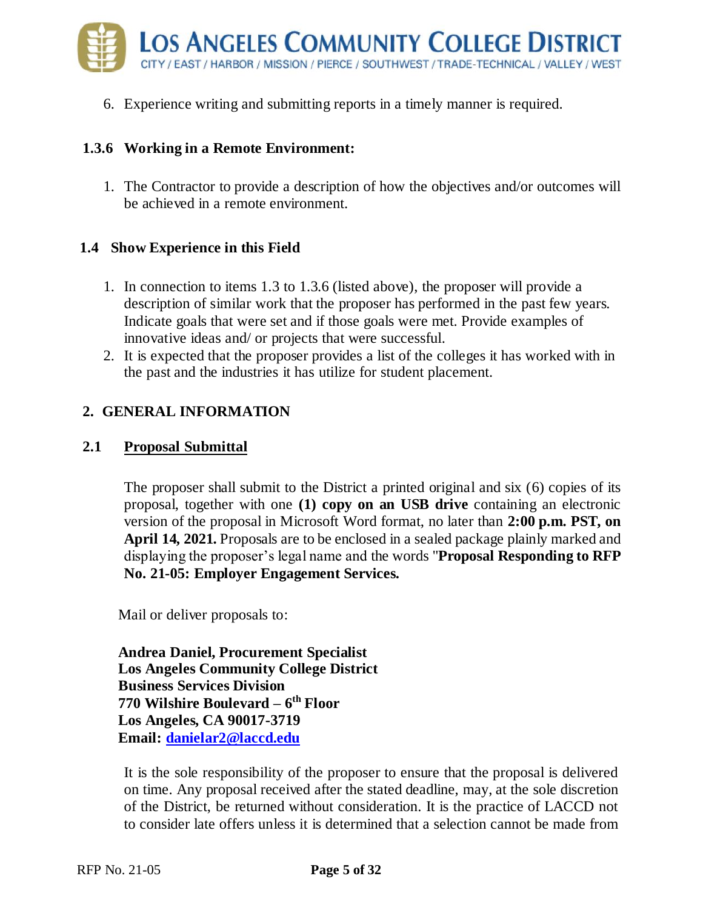6. Experience writing and submitting reports in a timely manner is required.

### 1.3.6 Working in a Remote Environment:

1. The Contractor to provide a description of how the objectives and/or outcomes will be achieved in a remote environment.

### 1.4 Show Experience in this Field

1. In connection to items 1.3 to 1.3.6 (listed above), the proposer will provide a description of similar work that the proposer has performed in the past few years. Indicate goals that were set and if those goals were met. Provide examples of innovative ideas and/ or projects that were successful.
2. It is expected that the proposer provides a list of the colleges it has worked with in the past and the industries it has utilize for student placement.

## 2. GENERAL INFORMATION

### 2.1 Proposal Submittal

The proposer shall submit to the District a printed original and six (6) copies of its proposal, together with one **(1) copy on an USB drive** containing an electronic version of the proposal in Microsoft Word format, no later than **2:00 p.m. PST, on April 14, 2021.** Proposals are to be enclosed in a sealed package plainly marked and displaying the proposer's legal name and the words "**Proposal Responding to RFP No. 21-05: Employer Engagement Services.**

Mail or deliver proposals to:

**Andrea Daniel, Procurement Specialist**
**Los Angeles Community College District**
**Business Services Division**
**770 Wilshire Boulevard – 6th Floor**
**Los Angeles, CA 90017-3719**
**Email: danielar2@laccd.edu**

It is the sole responsibility of the proposer to ensure that the proposal is delivered on time. Any proposal received after the stated deadline, may, at the sole discretion of the District, be returned without consideration. It is the practice of LACCD not to consider late offers unless it is determined that a selection cannot be made from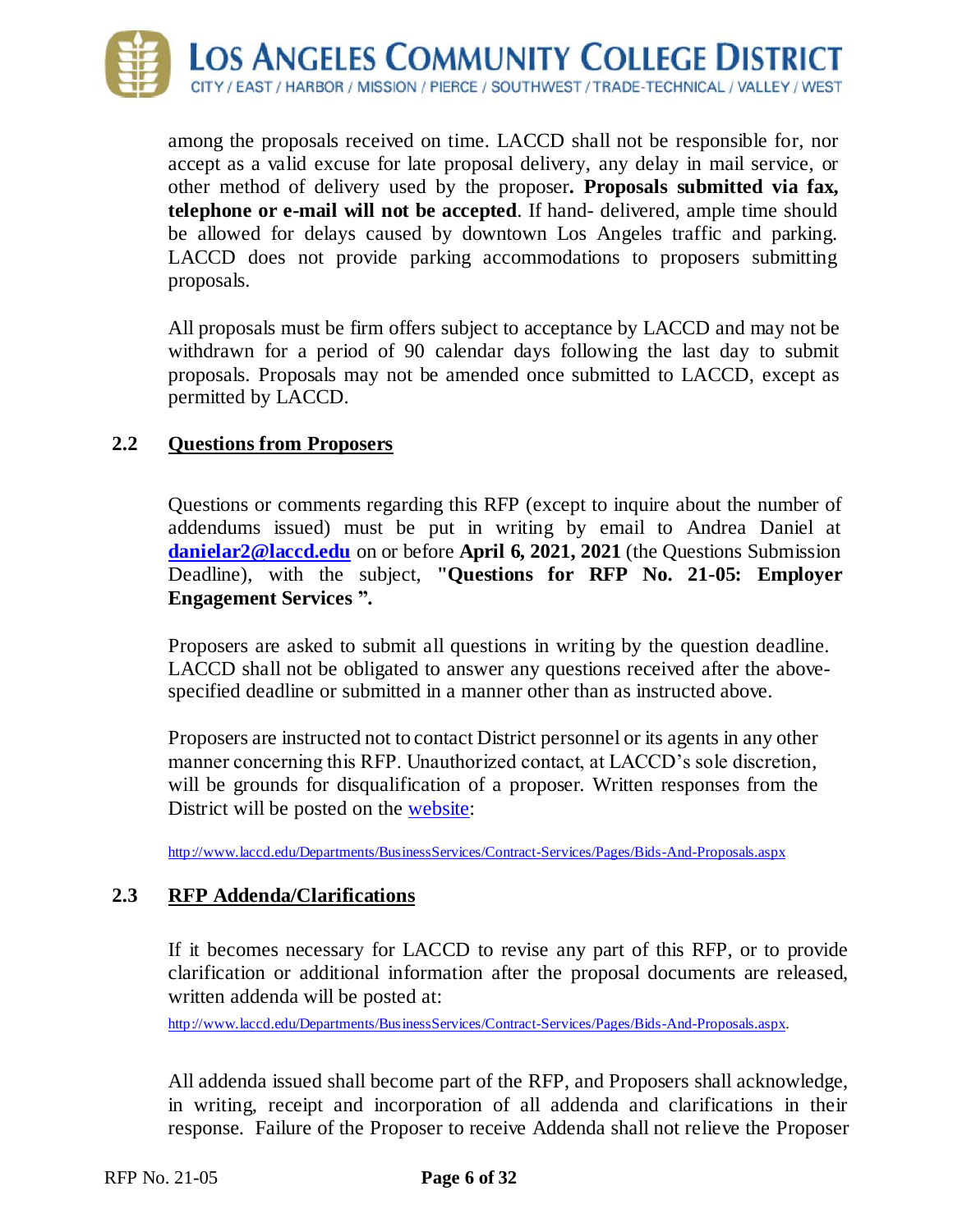among the proposals received on time. LACCD shall not be responsible for, nor accept as a valid excuse for late proposal delivery, any delay in mail service, or other method of delivery used by the proposer**. Proposals submitted via fax, telephone or e-mail will not be accepted**. If hand- delivered, ample time should be allowed for delays caused by downtown Los Angeles traffic and parking. LACCD does not provide parking accommodations to proposers submitting proposals.

All proposals must be firm offers subject to acceptance by LACCD and may not be withdrawn for a period of 90 calendar days following the last day to submit proposals. Proposals may not be amended once submitted to LACCD, except as permitted by LACCD.

## 2.2 Questions from Proposers

Questions or comments regarding this RFP (except to inquire about the number of addendums issued) must be put in writing by email to Andrea Daniel at **danielar2@laccd.edu** on or before **April 6, 2021, 2021** (the Questions Submission Deadline), with the subject, **"Questions for RFP No. 21-05: Employer Engagement Services ".**

Proposers are asked to submit all questions in writing by the question deadline. LACCD shall not be obligated to answer any questions received after the above-specified deadline or submitted in a manner other than as instructed above.

Proposers are instructed not to contact District personnel or its agents in any other manner concerning this RFP. Unauthorized contact, at LACCD's sole discretion, will be grounds for disqualification of a proposer. Written responses from the District will be posted on the website:

http://www.laccd.edu/Departments/BusinessServices/Contract-Services/Pages/Bids-And-Proposals.aspx

## 2.3 RFP Addenda/Clarifications

If it becomes necessary for LACCD to revise any part of this RFP, or to provide clarification or additional information after the proposal documents are released, written addenda will be posted at:

http://www.laccd.edu/Departments/BusinessServices/Contract-Services/Pages/Bids-And-Proposals.aspx.

All addenda issued shall become part of the RFP, and Proposers shall acknowledge, in writing, receipt and incorporation of all addenda and clarifications in their response. Failure of the Proposer to receive Addenda shall not relieve the Proposer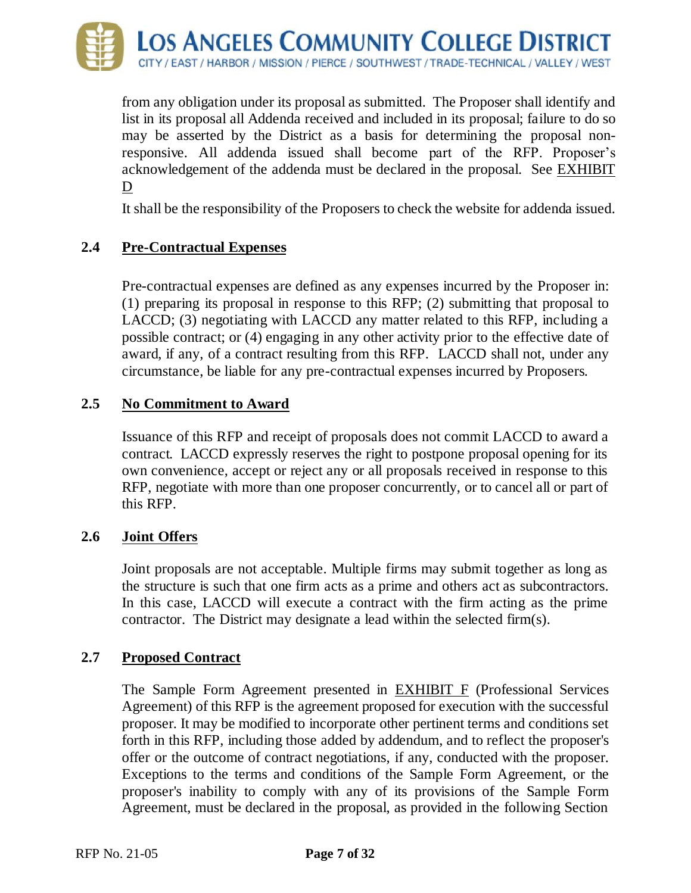from any obligation under its proposal as submitted. The Proposer shall identify and list in its proposal all Addenda received and included in its proposal; failure to do so may be asserted by the District as a basis for determining the proposal non-responsive. All addenda issued shall become part of the RFP. Proposer's acknowledgement of the addenda must be declared in the proposal. See EXHIBIT D

It shall be the responsibility of the Proposers to check the website for addenda issued.

## 2.4 Pre-Contractual Expenses

Pre-contractual expenses are defined as any expenses incurred by the Proposer in: (1) preparing its proposal in response to this RFP; (2) submitting that proposal to LACCD; (3) negotiating with LACCD any matter related to this RFP, including a possible contract; or (4) engaging in any other activity prior to the effective date of award, if any, of a contract resulting from this RFP. LACCD shall not, under any circumstance, be liable for any pre-contractual expenses incurred by Proposers.

## 2.5 No Commitment to Award

Issuance of this RFP and receipt of proposals does not commit LACCD to award a contract. LACCD expressly reserves the right to postpone proposal opening for its own convenience, accept or reject any or all proposals received in response to this RFP, negotiate with more than one proposer concurrently, or to cancel all or part of this RFP.

## 2.6 Joint Offers

Joint proposals are not acceptable. Multiple firms may submit together as long as the structure is such that one firm acts as a prime and others act as subcontractors. In this case, LACCD will execute a contract with the firm acting as the prime contractor. The District may designate a lead within the selected firm(s).

## 2.7 Proposed Contract

The Sample Form Agreement presented in EXHIBIT F (Professional Services Agreement) of this RFP is the agreement proposed for execution with the successful proposer. It may be modified to incorporate other pertinent terms and conditions set forth in this RFP, including those added by addendum, and to reflect the proposer's offer or the outcome of contract negotiations, if any, conducted with the proposer. Exceptions to the terms and conditions of the Sample Form Agreement, or the proposer's inability to comply with any of its provisions of the Sample Form Agreement, must be declared in the proposal, as provided in the following Section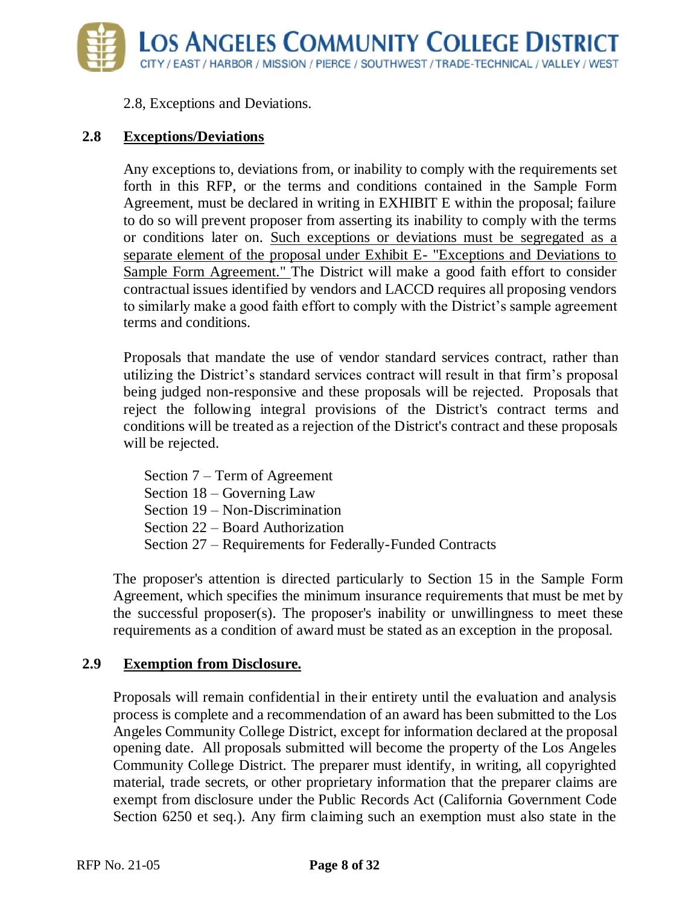2.8, Exceptions and Deviations.

## 2.8 Exceptions/Deviations

Any exceptions to, deviations from, or inability to comply with the requirements set forth in this RFP, or the terms and conditions contained in the Sample Form Agreement, must be declared in writing in EXHIBIT E within the proposal; failure to do so will prevent proposer from asserting its inability to comply with the terms or conditions later on. Such exceptions or deviations must be segregated as a separate element of the proposal under Exhibit E- "Exceptions and Deviations to Sample Form Agreement." The District will make a good faith effort to consider contractual issues identified by vendors and LACCD requires all proposing vendors to similarly make a good faith effort to comply with the District's sample agreement terms and conditions.

Proposals that mandate the use of vendor standard services contract, rather than utilizing the District's standard services contract will result in that firm's proposal being judged non-responsive and these proposals will be rejected. Proposals that reject the following integral provisions of the District's contract terms and conditions will be treated as a rejection of the District's contract and these proposals will be rejected.

Section 7 – Term of Agreement
Section 18 – Governing Law
Section 19 – Non-Discrimination
Section 22 – Board Authorization
Section 27 – Requirements for Federally-Funded Contracts

The proposer's attention is directed particularly to Section 15 in the Sample Form Agreement, which specifies the minimum insurance requirements that must be met by the successful proposer(s). The proposer's inability or unwillingness to meet these requirements as a condition of award must be stated as an exception in the proposal.

## 2.9 Exemption from Disclosure.

Proposals will remain confidential in their entirety until the evaluation and analysis process is complete and a recommendation of an award has been submitted to the Los Angeles Community College District, except for information declared at the proposal opening date. All proposals submitted will become the property of the Los Angeles Community College District. The preparer must identify, in writing, all copyrighted material, trade secrets, or other proprietary information that the preparer claims are exempt from disclosure under the Public Records Act (California Government Code Section 6250 et seq.). Any firm claiming such an exemption must also state in the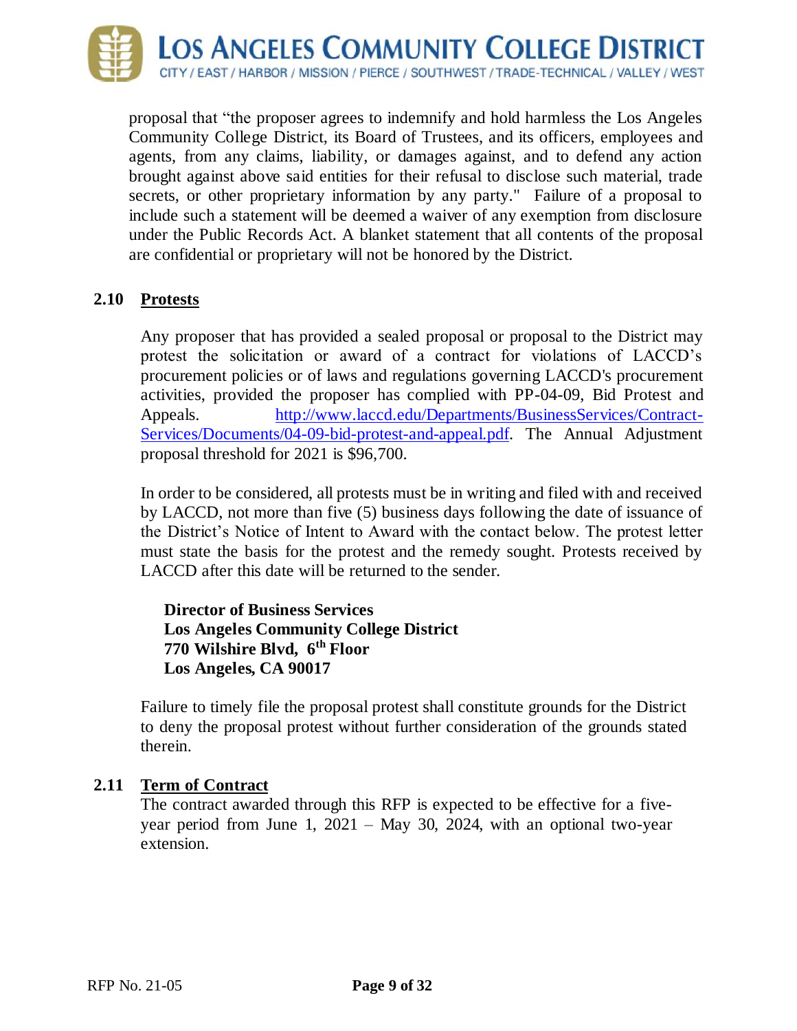proposal that "the proposer agrees to indemnify and hold harmless the Los Angeles Community College District, its Board of Trustees, and its officers, employees and agents, from any claims, liability, or damages against, and to defend any action brought against above said entities for their refusal to disclose such material, trade secrets, or other proprietary information by any party." Failure of a proposal to include such a statement will be deemed a waiver of any exemption from disclosure under the Public Records Act. A blanket statement that all contents of the proposal are confidential or proprietary will not be honored by the District.

## 2.10 Protests

Any proposer that has provided a sealed proposal or proposal to the District may protest the solicitation or award of a contract for violations of LACCD's procurement policies or of laws and regulations governing LACCD's procurement activities, provided the proposer has complied with PP-04-09, Bid Protest and Appeals. [http://www.laccd.edu/Departments/BusinessServices/Contract-Services/Documents/04-09-bid-protest-and-appeal.pdf](http://www.laccd.edu/Departments/BusinessServices/Contract-Services/Documents/04-09-bid-protest-and-appeal.pdf). The Annual Adjustment proposal threshold for 2021 is $96,700.

In order to be considered, all protests must be in writing and filed with and received by LACCD, not more than five (5) business days following the date of issuance of the District's Notice of Intent to Award with the contact below. The protest letter must state the basis for the protest and the remedy sought. Protests received by LACCD after this date will be returned to the sender.

**Director of Business Services**
**Los Angeles Community College District**
**770 Wilshire Blvd, 6th Floor**
**Los Angeles, CA 90017**

Failure to timely file the proposal protest shall constitute grounds for the District to deny the proposal protest without further consideration of the grounds stated therein.

## 2.11 Term of Contract

The contract awarded through this RFP is expected to be effective for a five-year period from June 1, 2021 – May 30, 2024, with an optional two-year extension.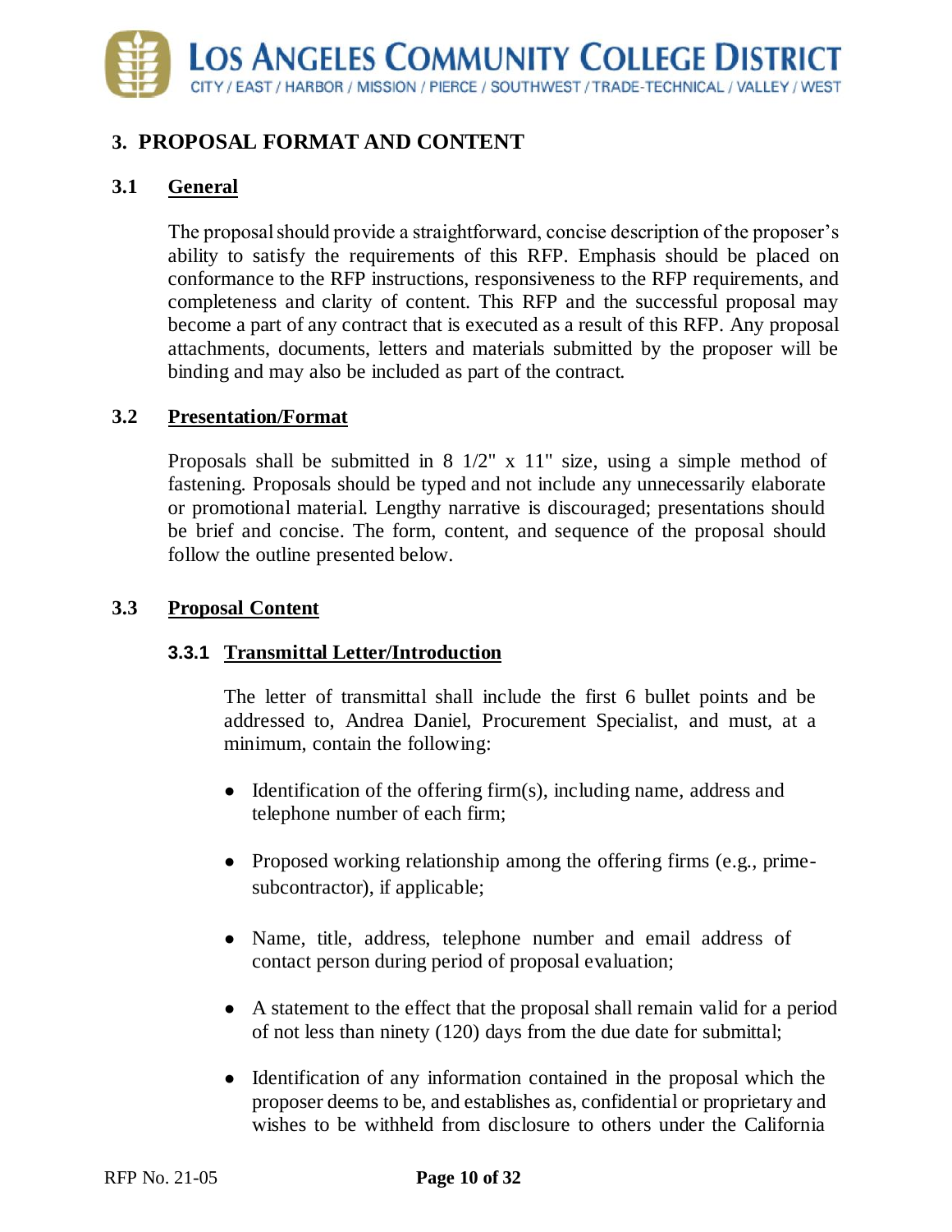## 3. PROPOSAL FORMAT AND CONTENT

### 3.1 General

The proposal should provide a straightforward, concise description of the proposer's ability to satisfy the requirements of this RFP. Emphasis should be placed on conformance to the RFP instructions, responsiveness to the RFP requirements, and completeness and clarity of content. This RFP and the successful proposal may become a part of any contract that is executed as a result of this RFP. Any proposal attachments, documents, letters and materials submitted by the proposer will be binding and may also be included as part of the contract.

### 3.2 Presentation/Format

Proposals shall be submitted in 8 1/2" x 11" size, using a simple method of fastening. Proposals should be typed and not include any unnecessarily elaborate or promotional material. Lengthy narrative is discouraged; presentations should be brief and concise. The form, content, and sequence of the proposal should follow the outline presented below.

### 3.3 Proposal Content

#### 3.3.1 Transmittal Letter/Introduction

The letter of transmittal shall include the first 6 bullet points and be addressed to, Andrea Daniel, Procurement Specialist, and must, at a minimum, contain the following:

- Identification of the offering firm(s), including name, address and telephone number of each firm;
- Proposed working relationship among the offering firms (e.g., prime-subcontractor), if applicable;
- Name, title, address, telephone number and email address of contact person during period of proposal evaluation;
- A statement to the effect that the proposal shall remain valid for a period of not less than ninety (120) days from the due date for submittal;
- Identification of any information contained in the proposal which the proposer deems to be, and establishes as, confidential or proprietary and wishes to be withheld from disclosure to others under the California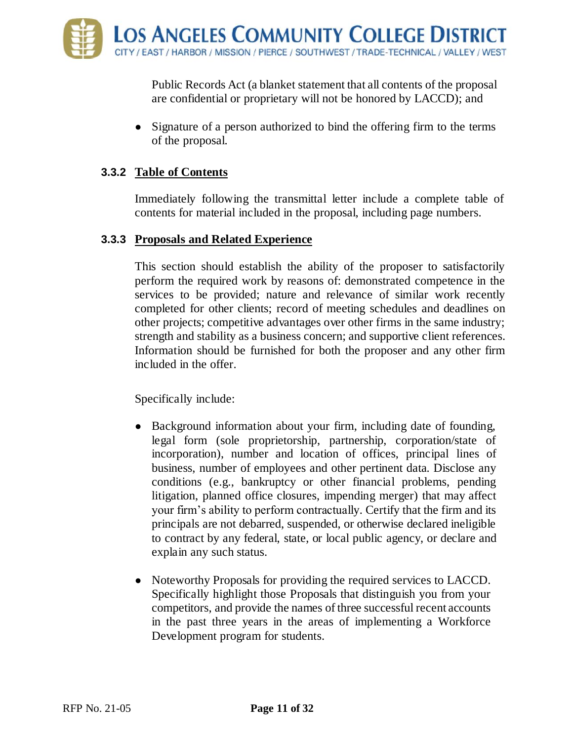Public Records Act (a blanket statement that all contents of the proposal are confidential or proprietary will not be honored by LACCD); and

- Signature of a person authorized to bind the offering firm to the terms of the proposal.

### 3.3.2 Table of Contents

Immediately following the transmittal letter include a complete table of contents for material included in the proposal, including page numbers.

### 3.3.3 Proposals and Related Experience

This section should establish the ability of the proposer to satisfactorily perform the required work by reasons of: demonstrated competence in the services to be provided; nature and relevance of similar work recently completed for other clients; record of meeting schedules and deadlines on other projects; competitive advantages over other firms in the same industry; strength and stability as a business concern; and supportive client references. Information should be furnished for both the proposer and any other firm included in the offer.

Specifically include:

- Background information about your firm, including date of founding, legal form (sole proprietorship, partnership, corporation/state of incorporation), number and location of offices, principal lines of business, number of employees and other pertinent data. Disclose any conditions (e.g., bankruptcy or other financial problems, pending litigation, planned office closures, impending merger) that may affect your firm's ability to perform contractually. Certify that the firm and its principals are not debarred, suspended, or otherwise declared ineligible to contract by any federal, state, or local public agency, or declare and explain any such status.

- Noteworthy Proposals for providing the required services to LACCD. Specifically highlight those Proposals that distinguish you from your competitors, and provide the names of three successful recent accounts in the past three years in the areas of implementing a Workforce Development program for students.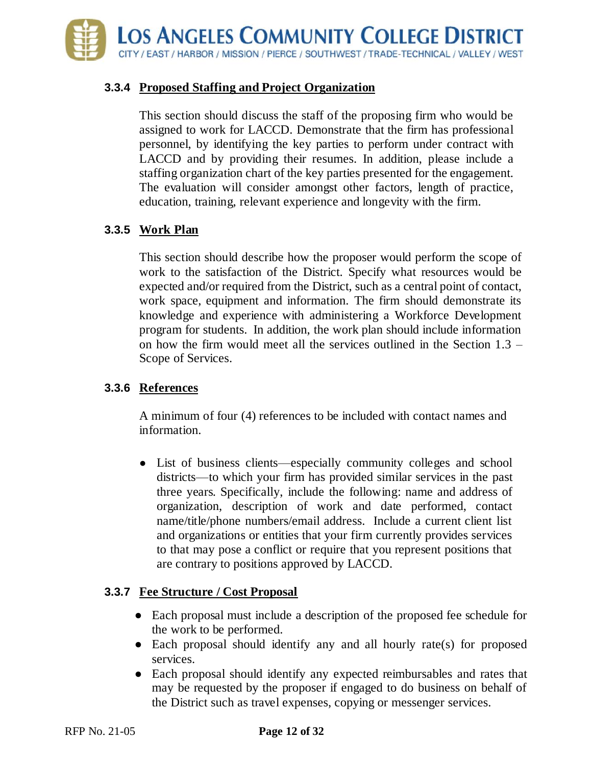### 3.3.4 Proposed Staffing and Project Organization

This section should discuss the staff of the proposing firm who would be assigned to work for LACCD. Demonstrate that the firm has professional personnel, by identifying the key parties to perform under contract with LACCD and by providing their resumes. In addition, please include a staffing organization chart of the key parties presented for the engagement. The evaluation will consider amongst other factors, length of practice, education, training, relevant experience and longevity with the firm.

### 3.3.5 Work Plan

This section should describe how the proposer would perform the scope of work to the satisfaction of the District. Specify what resources would be expected and/or required from the District, such as a central point of contact, work space, equipment and information. The firm should demonstrate its knowledge and experience with administering a Workforce Development program for students. In addition, the work plan should include information on how the firm would meet all the services outlined in the Section 1.3 – Scope of Services.

### 3.3.6 References

A minimum of four (4) references to be included with contact names and information.

- List of business clients—especially community colleges and school districts—to which your firm has provided similar services in the past three years. Specifically, include the following: name and address of organization, description of work and date performed, contact name/title/phone numbers/email address. Include a current client list and organizations or entities that your firm currently provides services to that may pose a conflict or require that you represent positions that are contrary to positions approved by LACCD.

### 3.3.7 Fee Structure / Cost Proposal

- Each proposal must include a description of the proposed fee schedule for the work to be performed.
- Each proposal should identify any and all hourly rate(s) for proposed services.
- Each proposal should identify any expected reimbursables and rates that may be requested by the proposer if engaged to do business on behalf of the District such as travel expenses, copying or messenger services.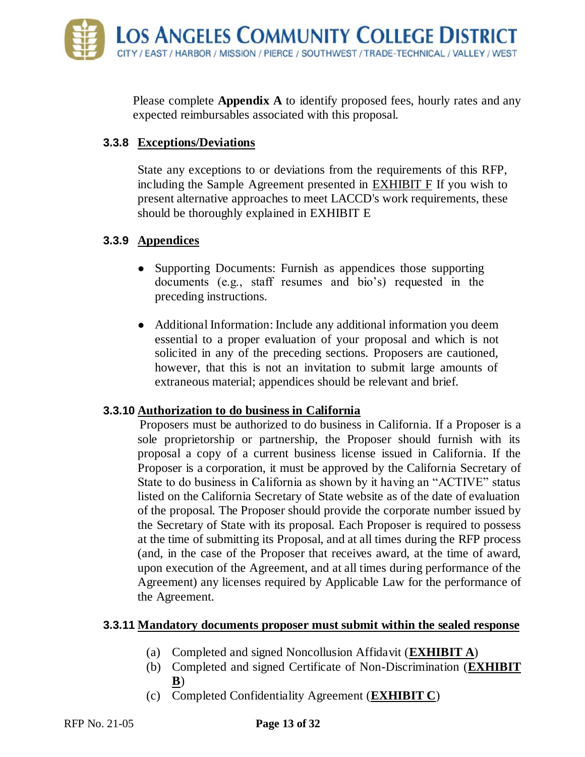Please complete **Appendix A** to identify proposed fees, hourly rates and any expected reimbursables associated with this proposal.

### 3.3.8 Exceptions/Deviations

State any exceptions to or deviations from the requirements of this RFP, including the Sample Agreement presented in EXHIBIT F If you wish to present alternative approaches to meet LACCD's work requirements, these should be thoroughly explained in EXHIBIT E

### 3.3.9 Appendices

- Supporting Documents: Furnish as appendices those supporting documents (e.g., staff resumes and bio's) requested in the preceding instructions.
- Additional Information: Include any additional information you deem essential to a proper evaluation of your proposal and which is not solicited in any of the preceding sections. Proposers are cautioned, however, that this is not an invitation to submit large amounts of extraneous material; appendices should be relevant and brief.

### 3.3.10 Authorization to do business in California

Proposers must be authorized to do business in California. If a Proposer is a sole proprietorship or partnership, the Proposer should furnish with its proposal a copy of a current business license issued in California. If the Proposer is a corporation, it must be approved by the California Secretary of State to do business in California as shown by it having an "ACTIVE" status listed on the California Secretary of State website as of the date of evaluation of the proposal. The Proposer should provide the corporate number issued by the Secretary of State with its proposal. Each Proposer is required to possess at the time of submitting its Proposal, and at all times during the RFP process (and, in the case of the Proposer that receives award, at the time of award, upon execution of the Agreement, and at all times during performance of the Agreement) any licenses required by Applicable Law for the performance of the Agreement.

### 3.3.11 Mandatory documents proposer must submit within the sealed response

(a) Completed and signed Noncollusion Affidavit (**EXHIBIT A**)

(b) Completed and signed Certificate of Non-Discrimination (**EXHIBIT B**)

(c) Completed Confidentiality Agreement (**EXHIBIT C**)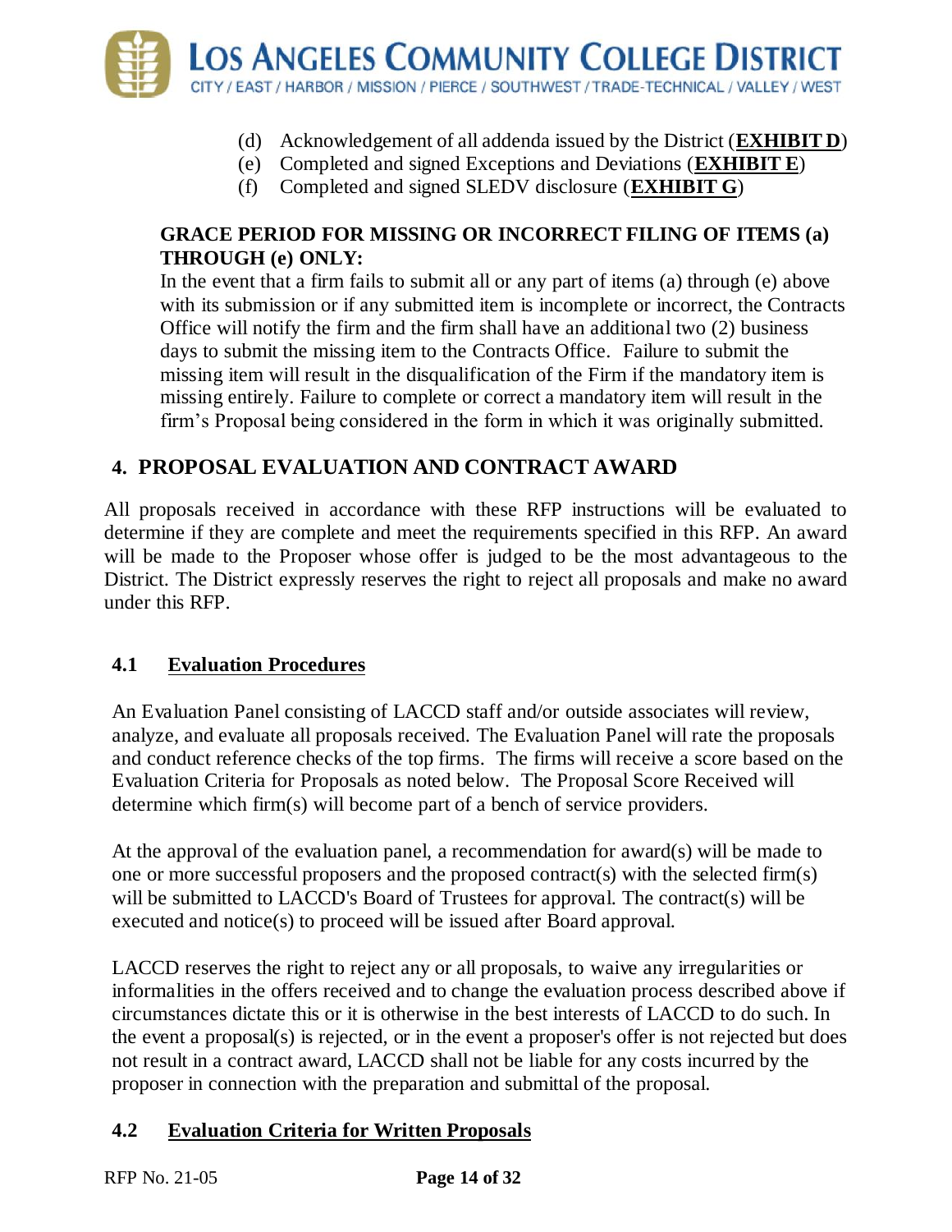(d) Acknowledgement of all addenda issued by the District (**EXHIBIT D**)
(e) Completed and signed Exceptions and Deviations (**EXHIBIT E**)
(f) Completed and signed SLEDV disclosure (**EXHIBIT G**)

**GRACE PERIOD FOR MISSING OR INCORRECT FILING OF ITEMS (a) THROUGH (e) ONLY:**
In the event that a firm fails to submit all or any part of items (a) through (e) above with its submission or if any submitted item is incomplete or incorrect, the Contracts Office will notify the firm and the firm shall have an additional two (2) business days to submit the missing item to the Contracts Office. Failure to submit the missing item will result in the disqualification of the Firm if the mandatory item is missing entirely. Failure to complete or correct a mandatory item will result in the firm's Proposal being considered in the form in which it was originally submitted.

## 4. PROPOSAL EVALUATION AND CONTRACT AWARD

All proposals received in accordance with these RFP instructions will be evaluated to determine if they are complete and meet the requirements specified in this RFP. An award will be made to the Proposer whose offer is judged to be the most advantageous to the District. The District expressly reserves the right to reject all proposals and make no award under this RFP.

### 4.1 Evaluation Procedures

An Evaluation Panel consisting of LACCD staff and/or outside associates will review, analyze, and evaluate all proposals received. The Evaluation Panel will rate the proposals and conduct reference checks of the top firms. The firms will receive a score based on the Evaluation Criteria for Proposals as noted below. The Proposal Score Received will determine which firm(s) will become part of a bench of service providers.

At the approval of the evaluation panel, a recommendation for award(s) will be made to one or more successful proposers and the proposed contract(s) with the selected firm(s) will be submitted to LACCD's Board of Trustees for approval. The contract(s) will be executed and notice(s) to proceed will be issued after Board approval.

LACCD reserves the right to reject any or all proposals, to waive any irregularities or informalities in the offers received and to change the evaluation process described above if circumstances dictate this or it is otherwise in the best interests of LACCD to do such. In the event a proposal(s) is rejected, or in the event a proposer's offer is not rejected but does not result in a contract award, LACCD shall not be liable for any costs incurred by the proposer in connection with the preparation and submittal of the proposal.

### 4.2 Evaluation Criteria for Written Proposals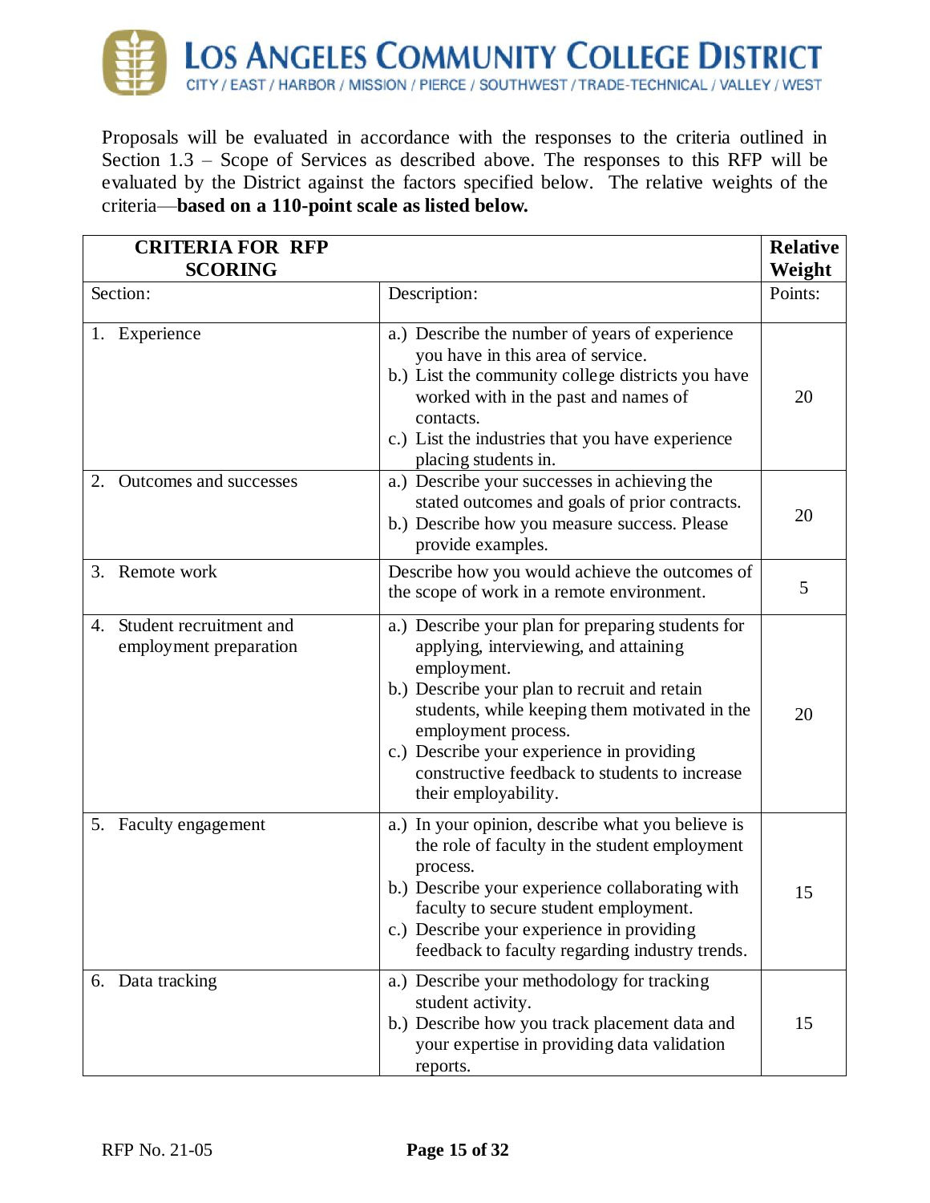Proposals will be evaluated in accordance with the responses to the criteria outlined in Section 1.3 – Scope of Services as described above. The responses to this RFP will be evaluated by the District against the factors specified below. The relative weights of the criteria—**based on a 110-point scale as listed below.**

| **CRITERIA FOR RFP SCORING** | | **Relative Weight** |
|---|---|---|
| Section: | Description: | Points: |
| 1. Experience | a.) Describe the number of years of experience you have in this area of service.<br>b.) List the community college districts you have worked with in the past and names of contacts.<br>c.) List the industries that you have experience placing students in. | 20 |
| 2. Outcomes and successes | a.) Describe your successes in achieving the stated outcomes and goals of prior contracts.<br>b.) Describe how you measure success. Please provide examples. | 20 |
| 3. Remote work | Describe how you would achieve the outcomes of the scope of work in a remote environment. | 5 |
| 4. Student recruitment and employment preparation | a.) Describe your plan for preparing students for applying, interviewing, and attaining employment.<br>b.) Describe your plan to recruit and retain students, while keeping them motivated in the employment process.<br>c.) Describe your experience in providing constructive feedback to students to increase their employability. | 20 |
| 5. Faculty engagement | a.) In your opinion, describe what you believe is the role of faculty in the student employment process.<br>b.) Describe your experience collaborating with faculty to secure student employment.<br>c.) Describe your experience in providing feedback to faculty regarding industry trends. | 15 |
| 6. Data tracking | a.) Describe your methodology for tracking student activity.<br>b.) Describe how you track placement data and your expertise in providing data validation reports. | 15 |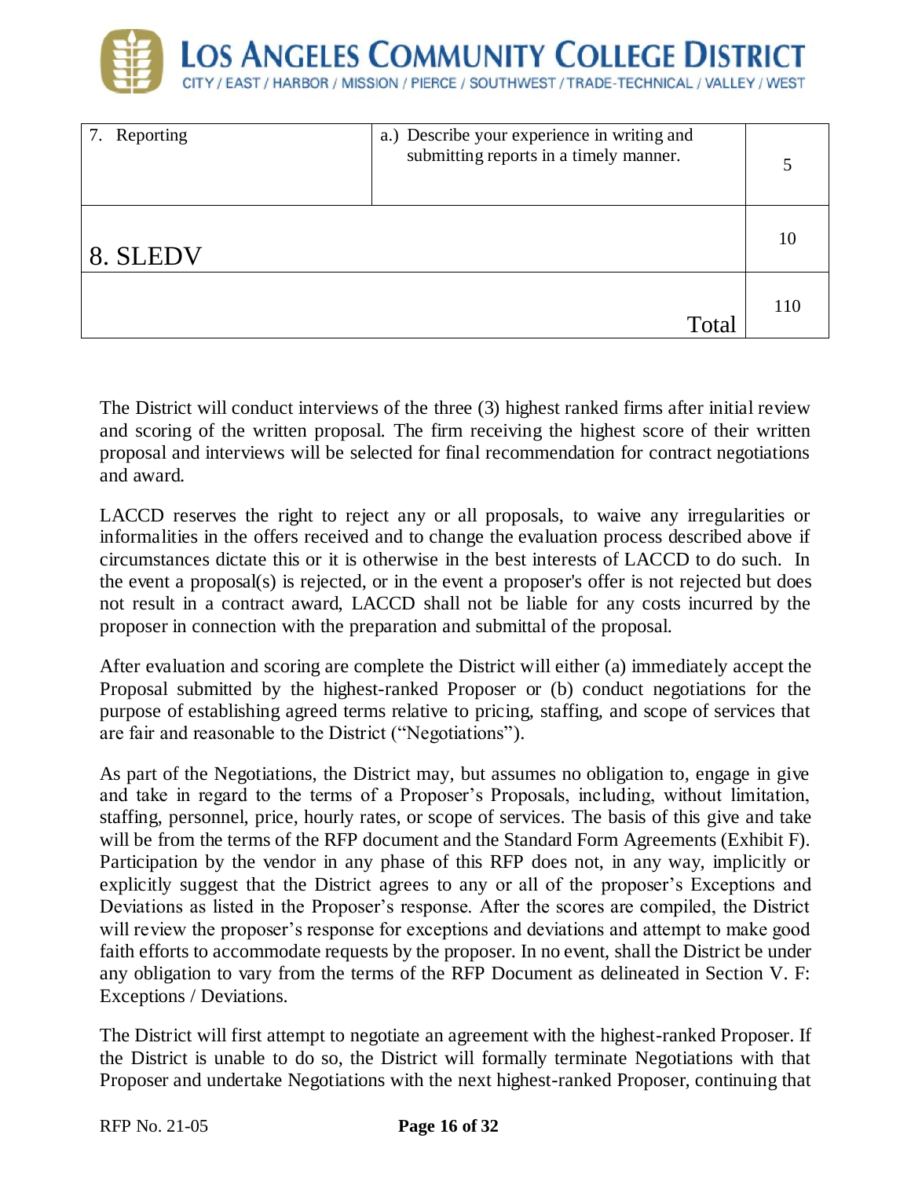| 7. Reporting | a.) Describe your experience in writing and submitting reports in a timely manner. | 5 |
|---|---|---|
| 8. SLEDV | | 10 |
| | Total | 110 |

The District will conduct interviews of the three (3) highest ranked firms after initial review and scoring of the written proposal. The firm receiving the highest score of their written proposal and interviews will be selected for final recommendation for contract negotiations and award.

LACCD reserves the right to reject any or all proposals, to waive any irregularities or informalities in the offers received and to change the evaluation process described above if circumstances dictate this or it is otherwise in the best interests of LACCD to do such. In the event a proposal(s) is rejected, or in the event a proposer's offer is not rejected but does not result in a contract award, LACCD shall not be liable for any costs incurred by the proposer in connection with the preparation and submittal of the proposal.

After evaluation and scoring are complete the District will either (a) immediately accept the Proposal submitted by the highest-ranked Proposer or (b) conduct negotiations for the purpose of establishing agreed terms relative to pricing, staffing, and scope of services that are fair and reasonable to the District ("Negotiations").

As part of the Negotiations, the District may, but assumes no obligation to, engage in give and take in regard to the terms of a Proposer's Proposals, including, without limitation, staffing, personnel, price, hourly rates, or scope of services. The basis of this give and take will be from the terms of the RFP document and the Standard Form Agreements (Exhibit F). Participation by the vendor in any phase of this RFP does not, in any way, implicitly or explicitly suggest that the District agrees to any or all of the proposer's Exceptions and Deviations as listed in the Proposer's response. After the scores are compiled, the District will review the proposer's response for exceptions and deviations and attempt to make good faith efforts to accommodate requests by the proposer. In no event, shall the District be under any obligation to vary from the terms of the RFP Document as delineated in Section V. F: Exceptions / Deviations.

The District will first attempt to negotiate an agreement with the highest-ranked Proposer. If the District is unable to do so, the District will formally terminate Negotiations with that Proposer and undertake Negotiations with the next highest-ranked Proposer, continuing that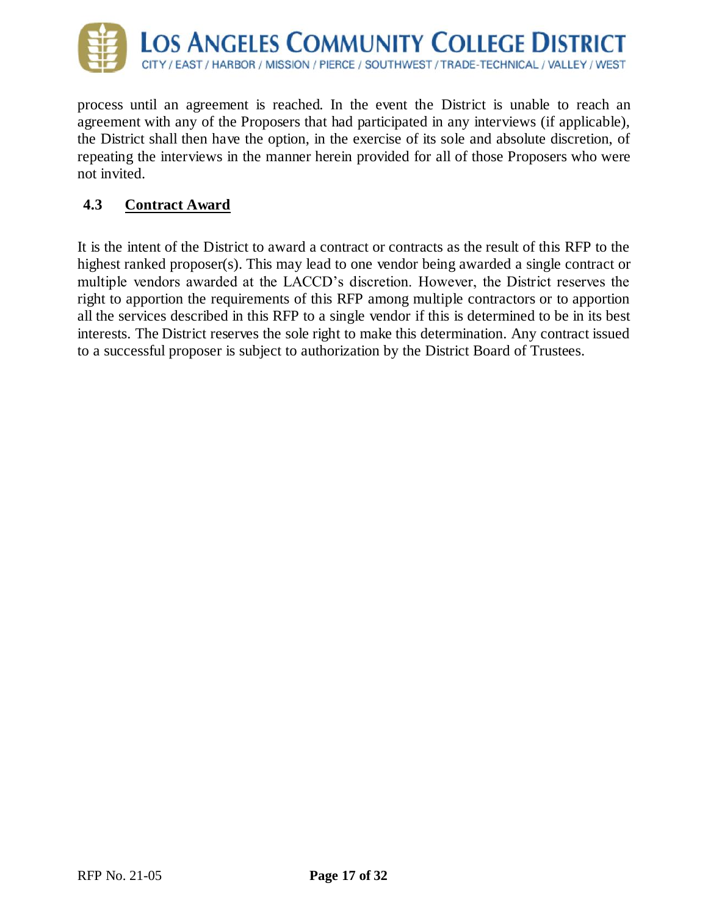process until an agreement is reached. In the event the District is unable to reach an agreement with any of the Proposers that had participated in any interviews (if applicable), the District shall then have the option, in the exercise of its sole and absolute discretion, of repeating the interviews in the manner herein provided for all of those Proposers who were not invited.

## 4.3 Contract Award

It is the intent of the District to award a contract or contracts as the result of this RFP to the highest ranked proposer(s). This may lead to one vendor being awarded a single contract or multiple vendors awarded at the LACCD's discretion. However, the District reserves the right to apportion the requirements of this RFP among multiple contractors or to apportion all the services described in this RFP to a single vendor if this is determined to be in its best interests. The District reserves the sole right to make this determination. Any contract issued to a successful proposer is subject to authorization by the District Board of Trustees.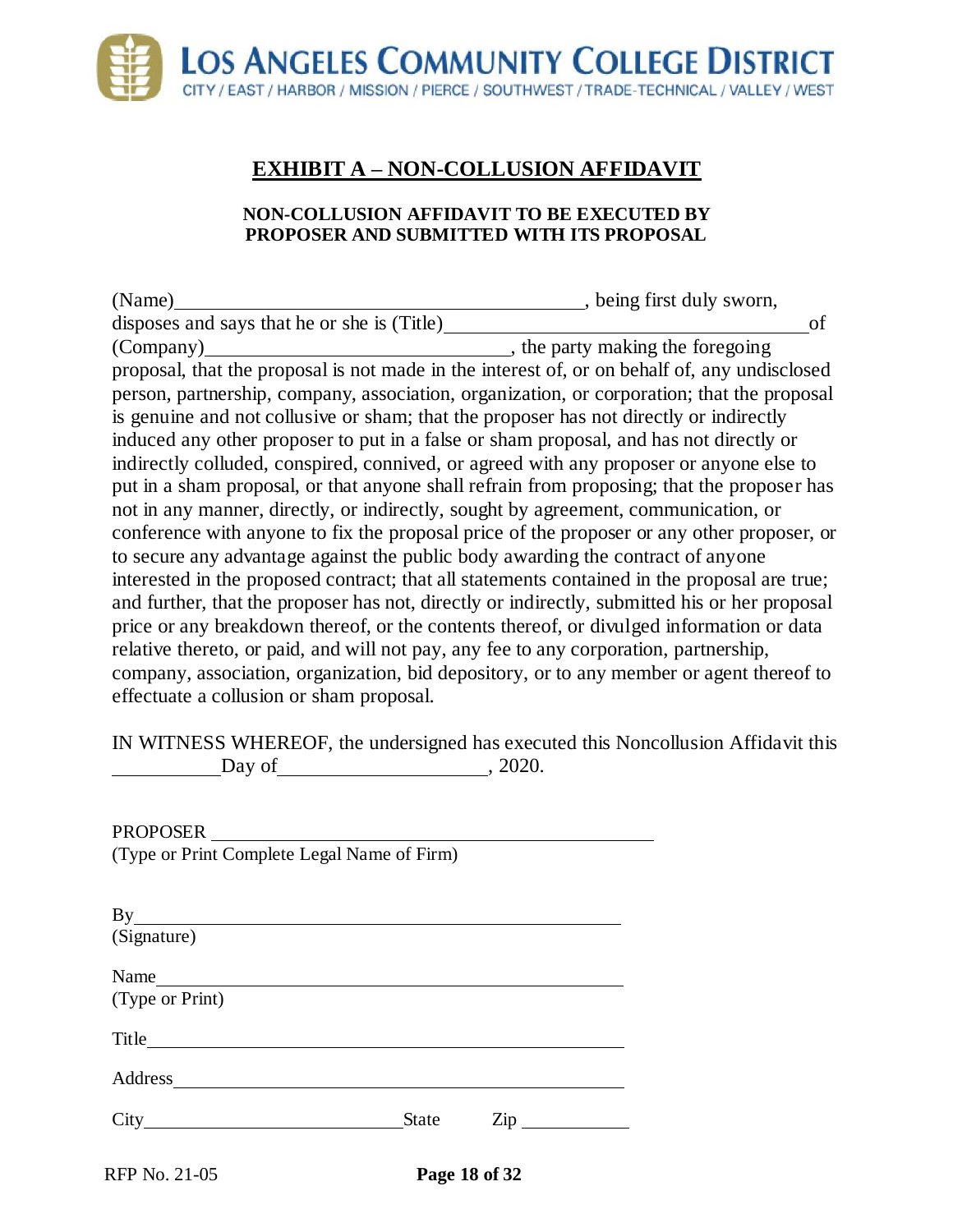LOS ANGELES COMMUNITY COLLEGE DISTRICT
CITY / EAST / HARBOR / MISSION / PIERCE / SOUTHWEST / TRADE-TECHNICAL / VALLEY / WEST

# EXHIBIT A – NON-COLLUSION AFFIDAVIT

### NON-COLLUSION AFFIDAVIT TO BE EXECUTED BY PROPOSER AND SUBMITTED WITH ITS PROPOSAL

(Name)\_\_\_\_\_\_\_\_\_\_\_\_\_\_\_\_\_\_\_\_\_\_\_\_\_\_\_\_\_\_\_\_\_\_\_\_\_\_, being first duly sworn, disposes and says that he or she is (Title)\_\_\_\_\_\_\_\_\_\_\_\_\_\_\_\_\_\_\_\_\_\_\_\_\_\_\_\_\_\_\_\_\_\_\_\_\_ of (Company)\_\_\_\_\_\_\_\_\_\_\_\_\_\_\_\_\_\_\_\_\_\_\_\_\_\_\_\_\_, the party making the foregoing proposal, that the proposal is not made in the interest of, or on behalf of, any undisclosed person, partnership, company, association, organization, or corporation; that the proposal is genuine and not collusive or sham; that the proposer has not directly or indirectly induced any other proposer to put in a false or sham proposal, and has not directly or indirectly colluded, conspired, connived, or agreed with any proposer or anyone else to put in a sham proposal, or that anyone shall refrain from proposing; that the proposer has not in any manner, directly, or indirectly, sought by agreement, communication, or conference with anyone to fix the proposal price of the proposer or any other proposer, or to secure any advantage against the public body awarding the contract of anyone interested in the proposed contract; that all statements contained in the proposal are true; and further, that the proposer has not, directly or indirectly, submitted his or her proposal price or any breakdown thereof, or the contents thereof, or divulged information or data relative thereto, or paid, and will not pay, any fee to any corporation, partnership, company, association, organization, bid depository, or to any member or agent thereof to effectuate a collusion or sham proposal.

IN WITNESS WHEREOF, the undersigned has executed this Noncollusion Affidavit this \_\_\_\_\_\_\_\_\_\_Day of\_\_\_\_\_\_\_\_\_\_\_\_\_\_\_\_\_\_\_\_, 2020.

PROPOSER \_\_\_\_\_\_\_\_\_\_\_\_\_\_\_\_\_\_\_\_\_\_\_\_\_\_\_\_\_\_\_\_\_\_\_\_\_\_\_\_\_\_
(Type or Print Complete Legal Name of Firm)

By\_\_\_\_\_\_\_\_\_\_\_\_\_\_\_\_\_\_\_\_\_\_\_\_\_\_\_\_\_\_\_\_\_\_\_\_\_\_\_\_\_\_\_\_\_\_
(Signature)

Name\_\_\_\_\_\_\_\_\_\_\_\_\_\_\_\_\_\_\_\_\_\_\_\_\_\_\_\_\_\_\_\_\_\_\_\_\_\_\_\_\_\_\_\_
(Type or Print)

Title\_\_\_\_\_\_\_\_\_\_\_\_\_\_\_\_\_\_\_\_\_\_\_\_\_\_\_\_\_\_\_\_\_\_\_\_\_\_\_\_\_\_\_\_\_

Address\_\_\_\_\_\_\_\_\_\_\_\_\_\_\_\_\_\_\_\_\_\_\_\_\_\_\_\_\_\_\_\_\_\_\_\_\_\_\_\_\_\_

City\_\_\_\_\_\_\_\_\_\_\_\_\_\_\_\_\_\_\_\_\_\_\_\_\_ State        Zip \_\_\_\_\_\_\_\_\_\_

RFP No. 21-05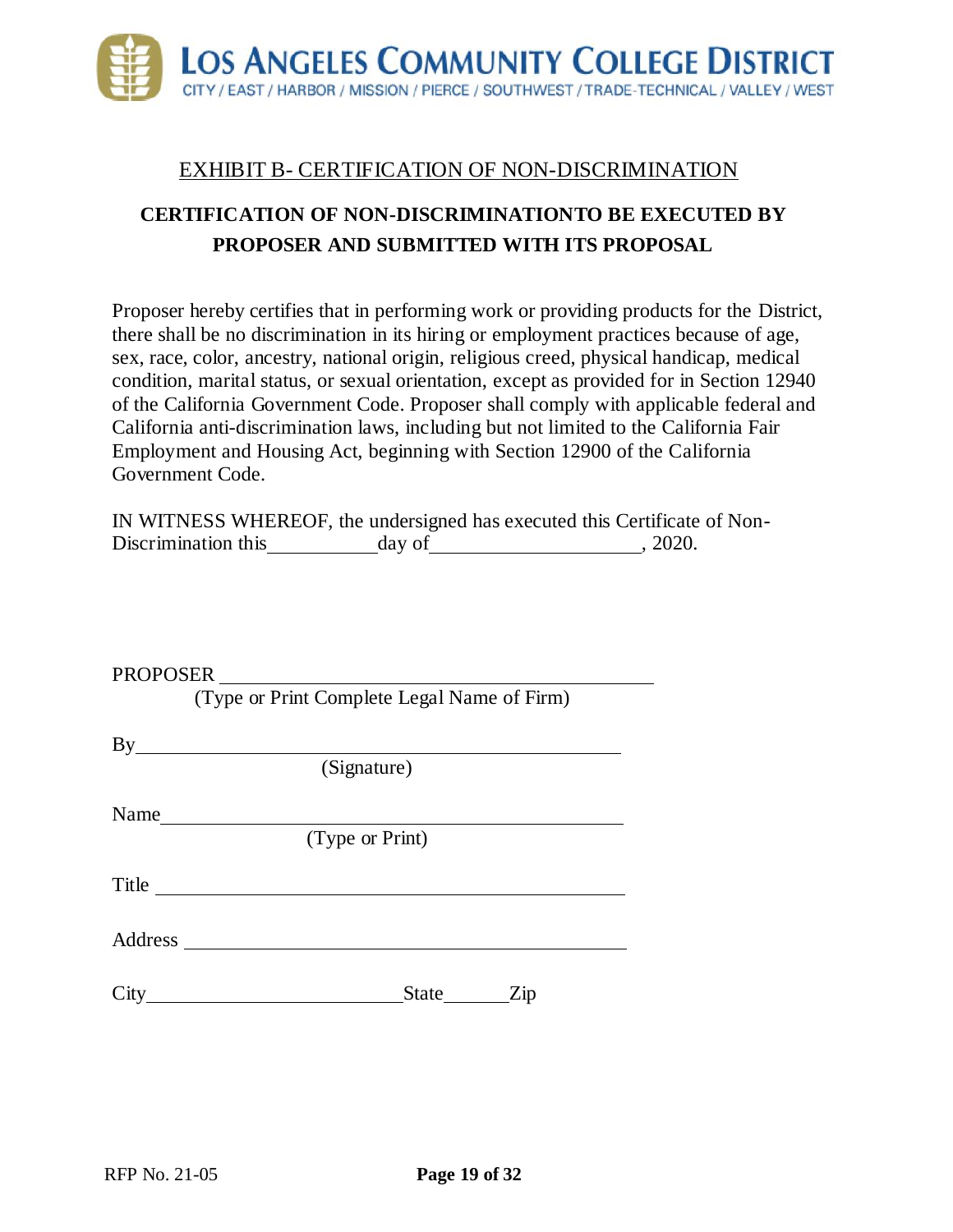# LOS ANGELES COMMUNITY COLLEGE DISTRICT

CITY / EAST / HARBOR / MISSION / PIERCE / SOUTHWEST / TRADE-TECHNICAL / VALLEY / WEST

## EXHIBIT B- CERTIFICATION OF NON-DISCRIMINATION

**CERTIFICATION OF NON-DISCRIMINATIONTO BE EXECUTED BY PROPOSER AND SUBMITTED WITH ITS PROPOSAL**

Proposer hereby certifies that in performing work or providing products for the District, there shall be no discrimination in its hiring or employment practices because of age, sex, race, color, ancestry, national origin, religious creed, physical handicap, medical condition, marital status, or sexual orientation, except as provided for in Section 12940 of the California Government Code. Proposer shall comply with applicable federal and California anti-discrimination laws, including but not limited to the California Fair Employment and Housing Act, beginning with Section 12900 of the California Government Code.

IN WITNESS WHEREOF, the undersigned has executed this Certificate of Non-Discrimination this\_\_\_\_\_\_\_\_\_\_\_day of\_\_\_\_\_\_\_\_\_\_\_\_\_\_\_\_\_\_\_\_, 2020.

PROPOSER \_\_\_\_\_\_\_\_\_\_\_\_\_\_\_\_\_\_\_\_\_\_\_\_\_\_\_\_\_\_\_\_\_\_\_\_\_\_\_\_\_\_
(Type or Print Complete Legal Name of Firm)

By\_\_\_\_\_\_\_\_\_\_\_\_\_\_\_\_\_\_\_\_\_\_\_\_\_\_\_\_\_\_\_\_\_\_\_\_\_\_\_\_\_\_\_\_\_\_
(Signature)

Name\_\_\_\_\_\_\_\_\_\_\_\_\_\_\_\_\_\_\_\_\_\_\_\_\_\_\_\_\_\_\_\_\_\_\_\_\_\_\_\_\_\_\_\_
(Type or Print)

Title \_\_\_\_\_\_\_\_\_\_\_\_\_\_\_\_\_\_\_\_\_\_\_\_\_\_\_\_\_\_\_\_\_\_\_\_\_\_\_\_\_\_\_\_

Address \_\_\_\_\_\_\_\_\_\_\_\_\_\_\_\_\_\_\_\_\_\_\_\_\_\_\_\_\_\_\_\_\_\_\_\_\_\_\_\_\_\_

City\_\_\_\_\_\_\_\_\_\_\_\_\_\_\_\_\_\_\_\_\_\_\_\_\_State\_\_\_\_\_\_Zip

RFP No. 21-05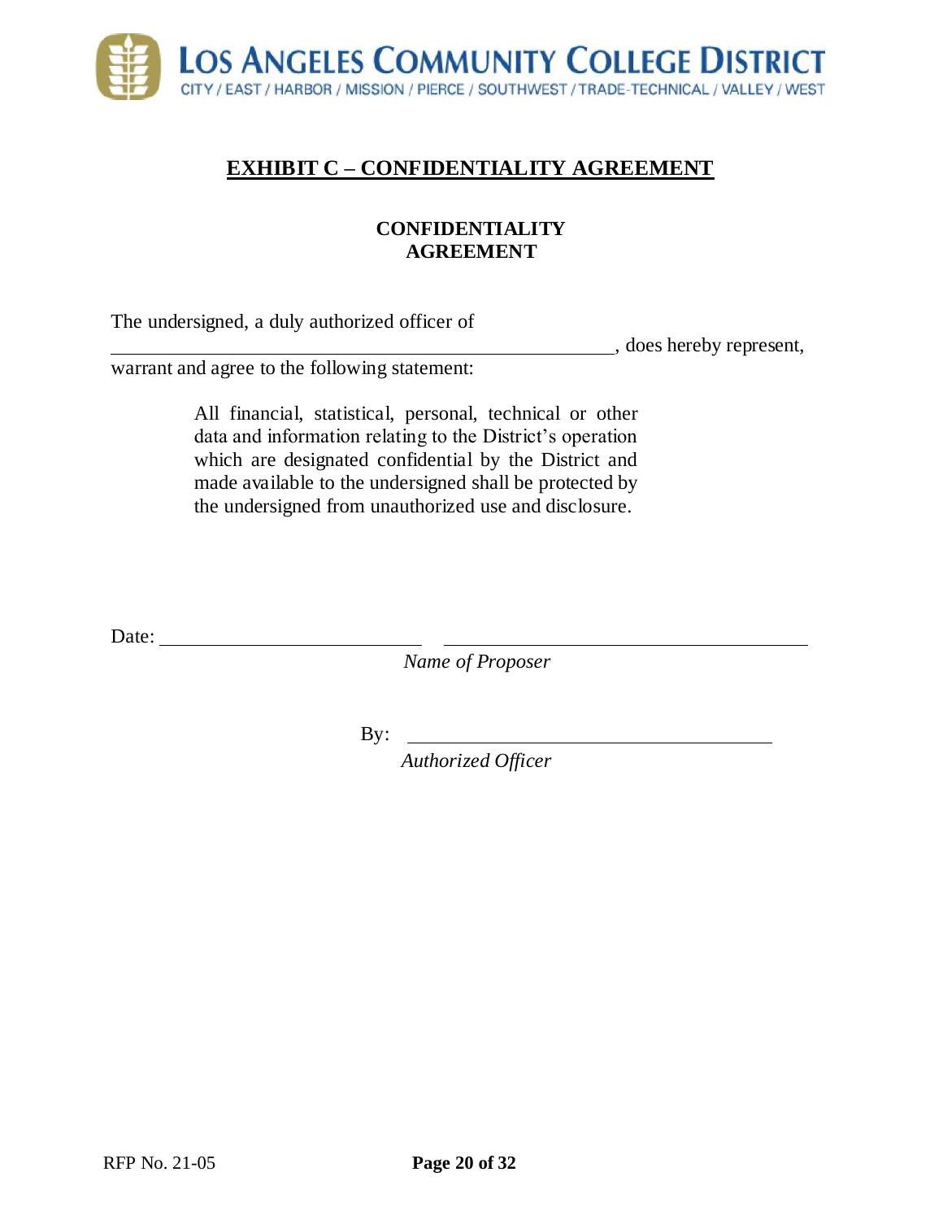## EXHIBIT C – CONFIDENTIALITY AGREEMENT

### CONFIDENTIALITY AGREEMENT

The undersigned, a duly authorized officer of \_\_\_\_\_\_\_\_\_\_\_\_\_\_\_\_\_\_\_\_\_\_\_\_\_\_\_\_\_\_\_\_\_\_\_\_\_\_\_\_\_\_\_\_\_\_, does hereby represent, warrant and agree to the following statement:

> All financial, statistical, personal, technical or other data and information relating to the District's operation which are designated confidential by the District and made available to the undersigned shall be protected by the undersigned from unauthorized use and disclosure.

Date: \_\_\_\_\_\_\_\_\_\_\_\_\_\_\_\_\_\_\_\_\_\_\_\_\_\_ \_\_\_\_\_\_\_\_\_\_\_\_\_\_\_\_\_\_\_\_\_\_\_\_\_\_\_\_\_\_\_\_\_\_\_\_

*Name of Proposer*

By: \_\_\_\_\_\_\_\_\_\_\_\_\_\_\_\_\_\_\_\_\_\_\_\_\_\_\_\_\_\_\_\_\_\_\_\_

*Authorized Officer*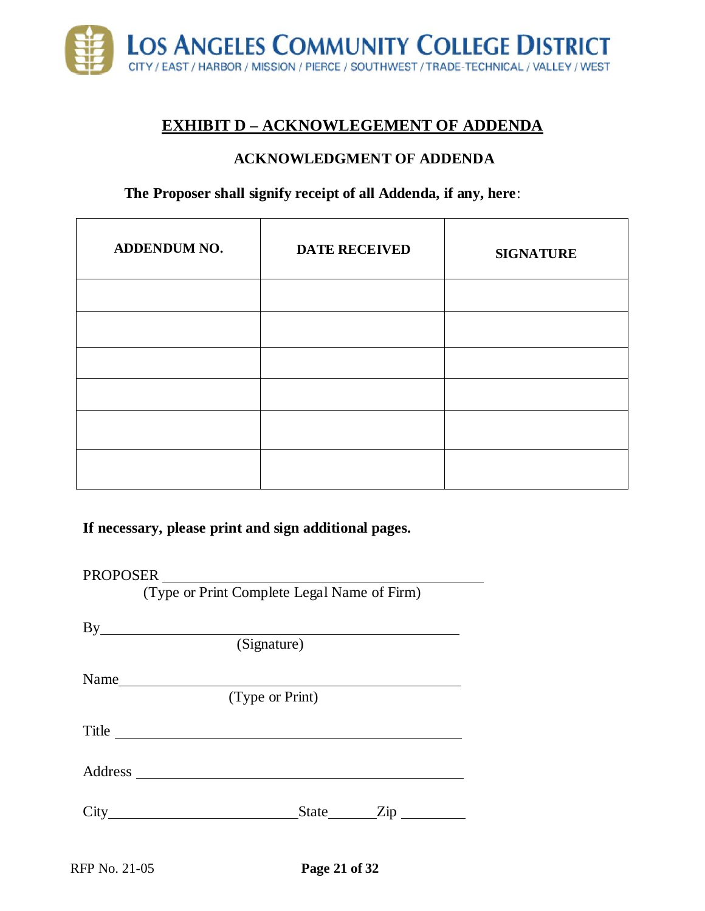# EXHIBIT D – ACKNOWLEGEMENT OF ADDENDA

## ACKNOWLEDGMENT OF ADDENDA

**The Proposer shall signify receipt of all Addenda, if any, here**:

| ADDENDUM NO. | DATE RECEIVED | SIGNATURE |
|---|---|---|
| | | |
| | | |
| | | |
| | | |
| | | |
| | | |

**If necessary, please print and sign additional pages.**

PROPOSER ______________________________________________
(Type or Print Complete Legal Name of Firm)

By______________________________________________
(Signature)

Name______________________________________________
(Type or Print)

Title ______________________________________________

Address ______________________________________________

City__________________________ State________ Zip __________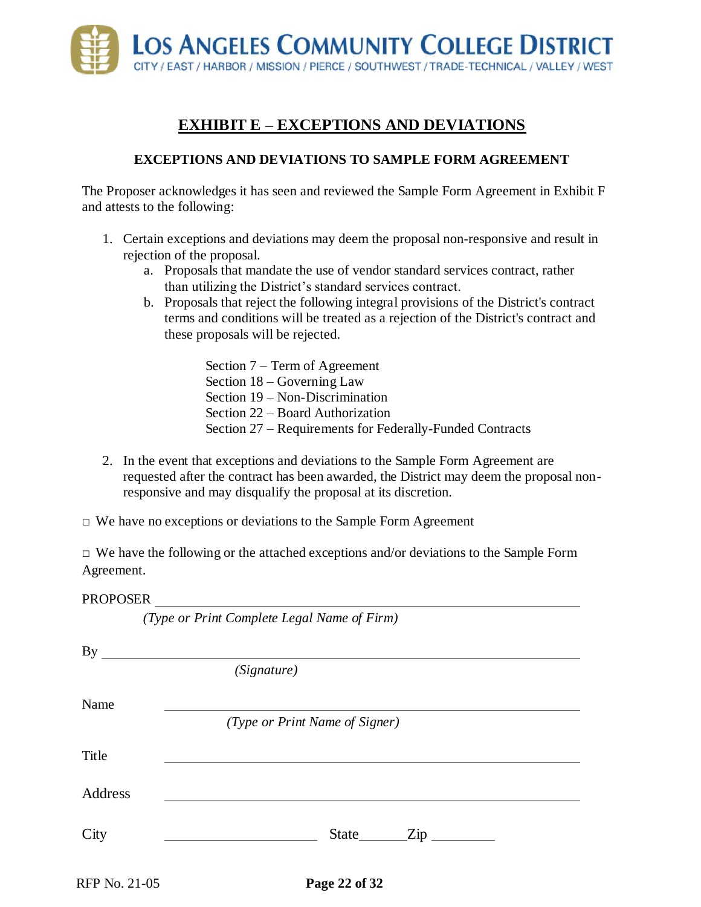# EXHIBIT E – EXCEPTIONS AND DEVIATIONS

### EXCEPTIONS AND DEVIATIONS TO SAMPLE FORM AGREEMENT

The Proposer acknowledges it has seen and reviewed the Sample Form Agreement in Exhibit F and attests to the following:

1. Certain exceptions and deviations may deem the proposal non-responsive and result in rejection of the proposal.
   a. Proposals that mandate the use of vendor standard services contract, rather than utilizing the District's standard services contract.
   b. Proposals that reject the following integral provisions of the District's contract terms and conditions will be treated as a rejection of the District's contract and these proposals will be rejected.

      Section 7 – Term of Agreement
      Section 18 – Governing Law
      Section 19 – Non-Discrimination
      Section 22 – Board Authorization
      Section 27 – Requirements for Federally-Funded Contracts

2. In the event that exceptions and deviations to the Sample Form Agreement are requested after the contract has been awarded, the District may deem the proposal non-responsive and may disqualify the proposal at its discretion.

□ We have no exceptions or deviations to the Sample Form Agreement

□ We have the following or the attached exceptions and/or deviations to the Sample Form Agreement.

PROPOSER ______________________________________________
*(Type or Print Complete Legal Name of Firm)*

By ______________________________________________
*(Signature)*

Name ______________________________________________
*(Type or Print Name of Signer)*

Title ______________________________________________

Address ______________________________________________

City ____________________ State ______ Zip ________

RFP No. 21-05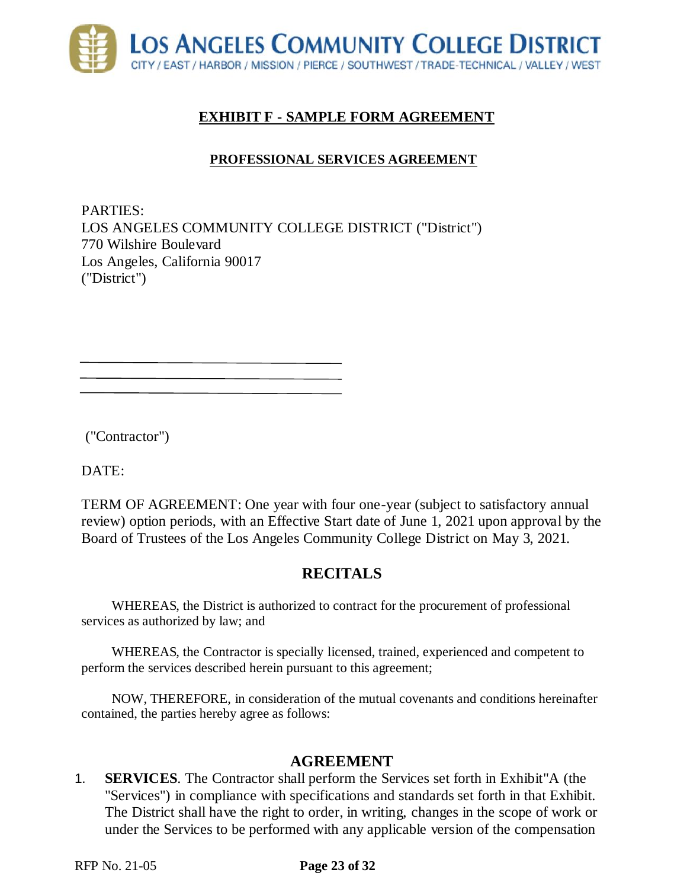## EXHIBIT F - SAMPLE FORM AGREEMENT

### PROFESSIONAL SERVICES AGREEMENT

PARTIES:
LOS ANGELES COMMUNITY COLLEGE DISTRICT ("District")
770 Wilshire Boulevard
Los Angeles, California 90017
("District")

\_\_\_\_\_\_\_\_\_\_\_\_\_\_\_\_\_\_\_\_\_\_\_\_\_\_\_\_\_\_\_\_\_\_\_\_
\_\_\_\_\_\_\_\_\_\_\_\_\_\_\_\_\_\_\_\_\_\_\_\_\_\_\_\_\_\_\_\_\_\_\_\_
\_\_\_\_\_\_\_\_\_\_\_\_\_\_\_\_\_\_\_\_\_\_\_\_\_\_\_\_\_\_\_\_\_\_\_\_

("Contractor")

DATE:

TERM OF AGREEMENT: One year with four one-year (subject to satisfactory annual review) option periods, with an Effective Start date of June 1, 2021 upon approval by the Board of Trustees of the Los Angeles Community College District on May 3, 2021.

## RECITALS

WHEREAS, the District is authorized to contract for the procurement of professional services as authorized by law; and

WHEREAS, the Contractor is specially licensed, trained, experienced and competent to perform the services described herein pursuant to this agreement;

NOW, THEREFORE, in consideration of the mutual covenants and conditions hereinafter contained, the parties hereby agree as follows:

## AGREEMENT

1. **SERVICES**. The Contractor shall perform the Services set forth in Exhibit"A (the "Services") in compliance with specifications and standards set forth in that Exhibit. The District shall have the right to order, in writing, changes in the scope of work or under the Services to be performed with any applicable version of the compensation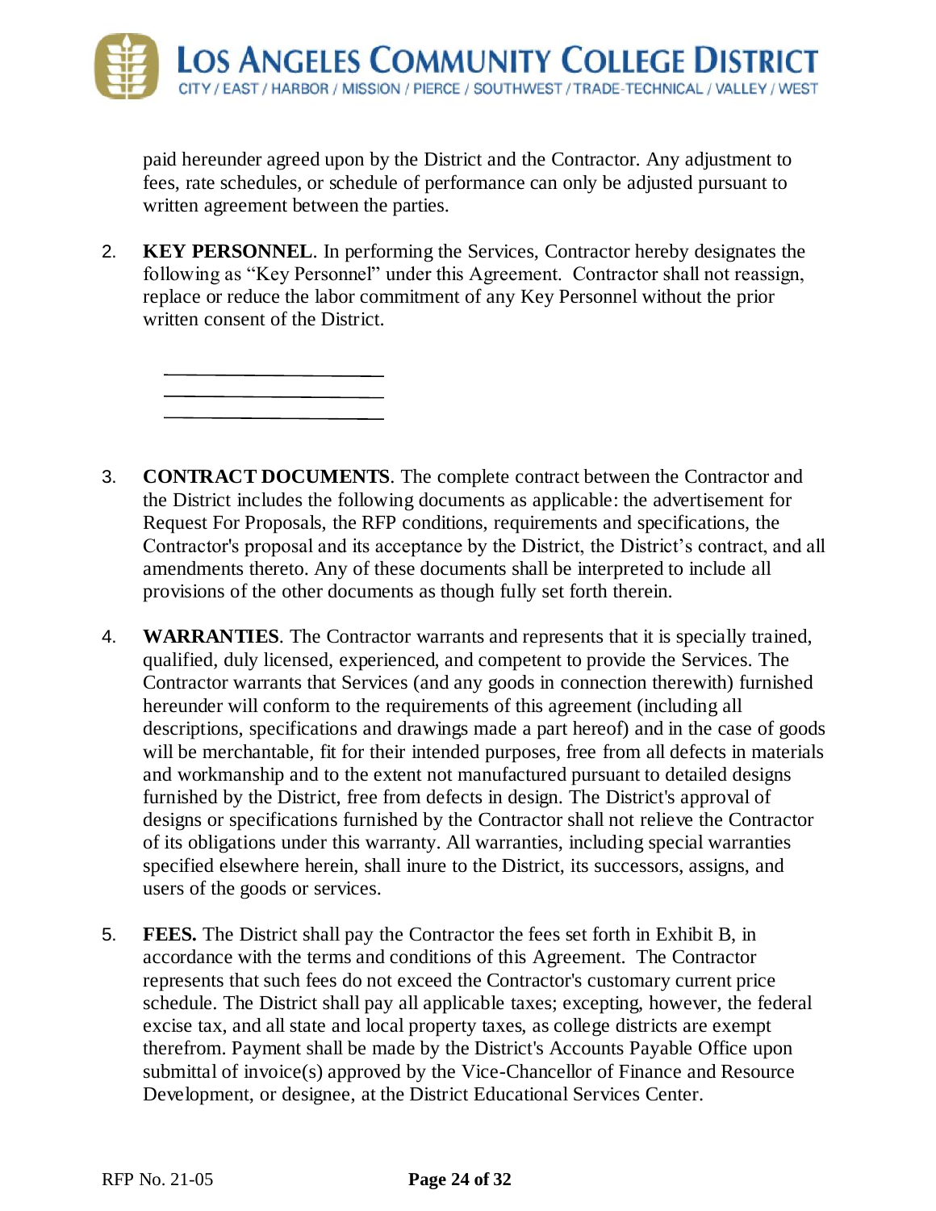paid hereunder agreed upon by the District and the Contractor. Any adjustment to fees, rate schedules, or schedule of performance can only be adjusted pursuant to written agreement between the parties.

2. **KEY PERSONNEL**. In performing the Services, Contractor hereby designates the following as "Key Personnel" under this Agreement. Contractor shall not reassign, replace or reduce the labor commitment of any Key Personnel without the prior written consent of the District.

   \_\_\_\_\_\_\_\_\_\_\_\_\_\_\_\_\_\_\_\_\_\_\_\_\_\_\_\_
   
   \_\_\_\_\_\_\_\_\_\_\_\_\_\_\_\_\_\_\_\_\_\_\_\_\_\_\_\_
   
   \_\_\_\_\_\_\_\_\_\_\_\_\_\_\_\_\_\_\_\_\_\_\_\_\_\_\_\_

3. **CONTRACT DOCUMENTS**. The complete contract between the Contractor and the District includes the following documents as applicable: the advertisement for Request For Proposals, the RFP conditions, requirements and specifications, the Contractor's proposal and its acceptance by the District, the District's contract, and all amendments thereto. Any of these documents shall be interpreted to include all provisions of the other documents as though fully set forth therein.

4. **WARRANTIES**. The Contractor warrants and represents that it is specially trained, qualified, duly licensed, experienced, and competent to provide the Services. The Contractor warrants that Services (and any goods in connection therewith) furnished hereunder will conform to the requirements of this agreement (including all descriptions, specifications and drawings made a part hereof) and in the case of goods will be merchantable, fit for their intended purposes, free from all defects in materials and workmanship and to the extent not manufactured pursuant to detailed designs furnished by the District, free from defects in design. The District's approval of designs or specifications furnished by the Contractor shall not relieve the Contractor of its obligations under this warranty. All warranties, including special warranties specified elsewhere herein, shall inure to the District, its successors, assigns, and users of the goods or services.

5. **FEES.** The District shall pay the Contractor the fees set forth in Exhibit B, in accordance with the terms and conditions of this Agreement. The Contractor represents that such fees do not exceed the Contractor's customary current price schedule. The District shall pay all applicable taxes; excepting, however, the federal excise tax, and all state and local property taxes, as college districts are exempt therefrom. Payment shall be made by the District's Accounts Payable Office upon submittal of invoice(s) approved by the Vice-Chancellor of Finance and Resource Development, or designee, at the District Educational Services Center.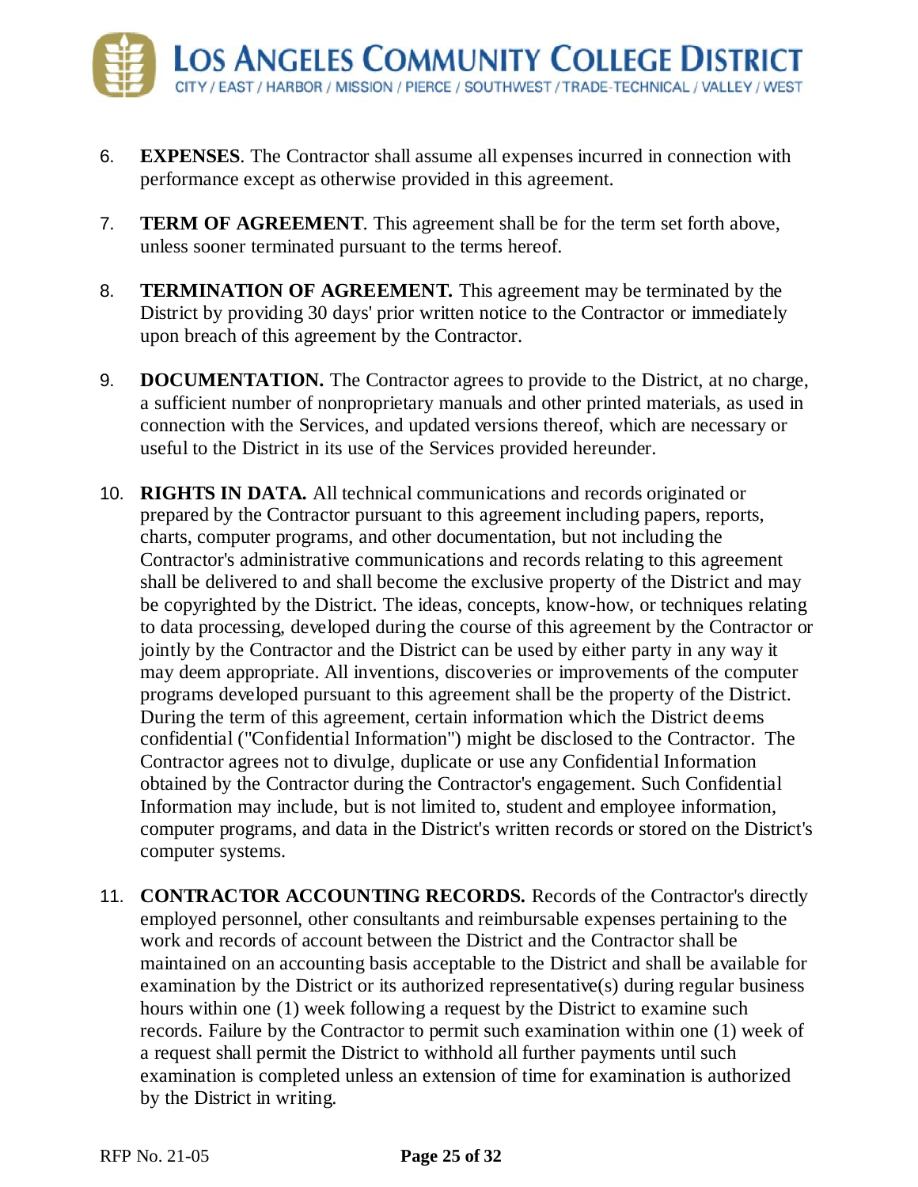6. **EXPENSES**. The Contractor shall assume all expenses incurred in connection with performance except as otherwise provided in this agreement.

7. **TERM OF AGREEMENT**. This agreement shall be for the term set forth above, unless sooner terminated pursuant to the terms hereof.

8. **TERMINATION OF AGREEMENT.** This agreement may be terminated by the District by providing 30 days' prior written notice to the Contractor or immediately upon breach of this agreement by the Contractor.

9. **DOCUMENTATION.** The Contractor agrees to provide to the District, at no charge, a sufficient number of nonproprietary manuals and other printed materials, as used in connection with the Services, and updated versions thereof, which are necessary or useful to the District in its use of the Services provided hereunder.

10. **RIGHTS IN DATA.** All technical communications and records originated or prepared by the Contractor pursuant to this agreement including papers, reports, charts, computer programs, and other documentation, but not including the Contractor's administrative communications and records relating to this agreement shall be delivered to and shall become the exclusive property of the District and may be copyrighted by the District. The ideas, concepts, know-how, or techniques relating to data processing, developed during the course of this agreement by the Contractor or jointly by the Contractor and the District can be used by either party in any way it may deem appropriate. All inventions, discoveries or improvements of the computer programs developed pursuant to this agreement shall be the property of the District. During the term of this agreement, certain information which the District deems confidential ("Confidential Information") might be disclosed to the Contractor. The Contractor agrees not to divulge, duplicate or use any Confidential Information obtained by the Contractor during the Contractor's engagement. Such Confidential Information may include, but is not limited to, student and employee information, computer programs, and data in the District's written records or stored on the District's computer systems.

11. **CONTRACTOR ACCOUNTING RECORDS.** Records of the Contractor's directly employed personnel, other consultants and reimbursable expenses pertaining to the work and records of account between the District and the Contractor shall be maintained on an accounting basis acceptable to the District and shall be available for examination by the District or its authorized representative(s) during regular business hours within one (1) week following a request by the District to examine such records. Failure by the Contractor to permit such examination within one (1) week of a request shall permit the District to withhold all further payments until such examination is completed unless an extension of time for examination is authorized by the District in writing.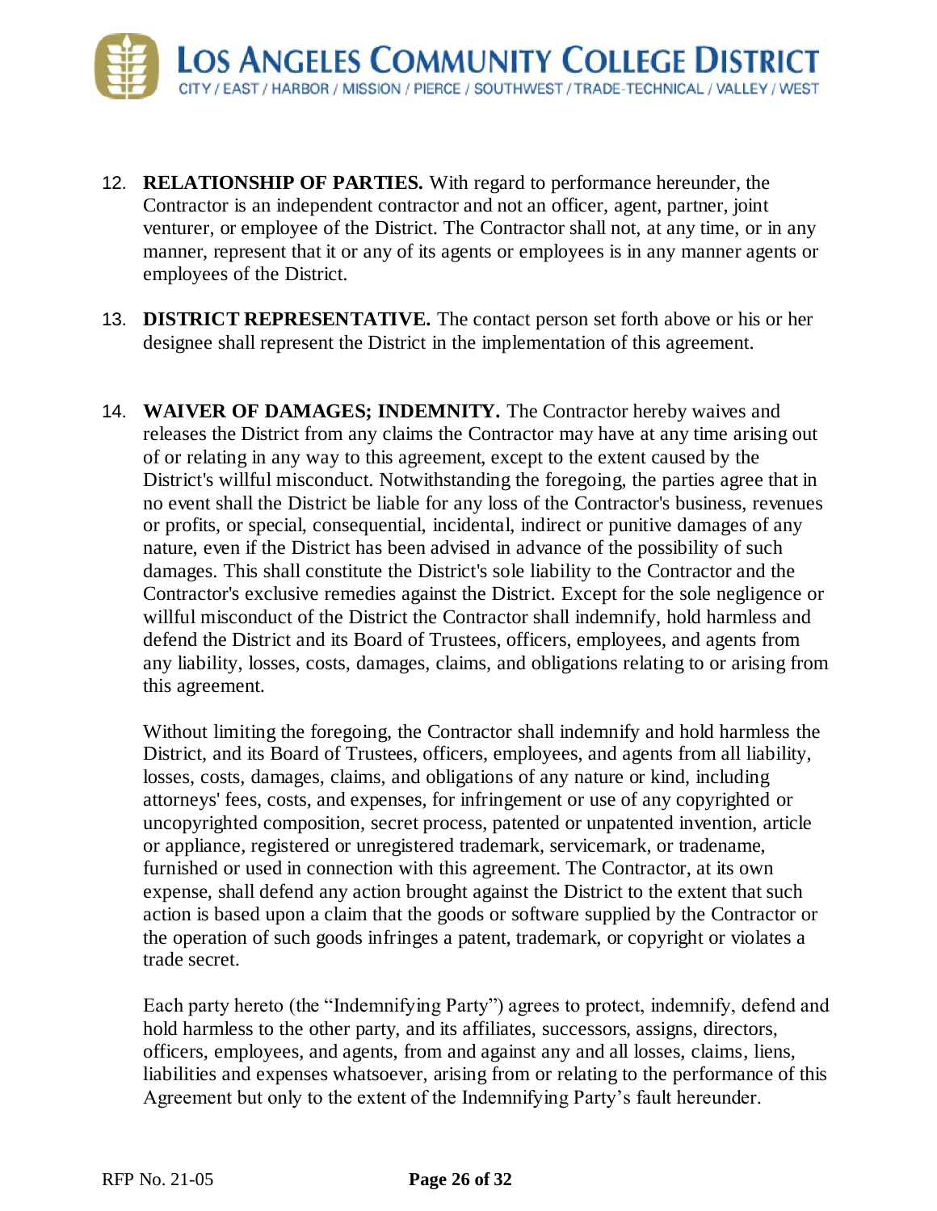12. **RELATIONSHIP OF PARTIES.** With regard to performance hereunder, the Contractor is an independent contractor and not an officer, agent, partner, joint venturer, or employee of the District. The Contractor shall not, at any time, or in any manner, represent that it or any of its agents or employees is in any manner agents or employees of the District.

13. **DISTRICT REPRESENTATIVE.** The contact person set forth above or his or her designee shall represent the District in the implementation of this agreement.

14. **WAIVER OF DAMAGES; INDEMNITY.** The Contractor hereby waives and releases the District from any claims the Contractor may have at any time arising out of or relating in any way to this agreement, except to the extent caused by the District's willful misconduct. Notwithstanding the foregoing, the parties agree that in no event shall the District be liable for any loss of the Contractor's business, revenues or profits, or special, consequential, incidental, indirect or punitive damages of any nature, even if the District has been advised in advance of the possibility of such damages. This shall constitute the District's sole liability to the Contractor and the Contractor's exclusive remedies against the District. Except for the sole negligence or willful misconduct of the District the Contractor shall indemnify, hold harmless and defend the District and its Board of Trustees, officers, employees, and agents from any liability, losses, costs, damages, claims, and obligations relating to or arising from this agreement.

    Without limiting the foregoing, the Contractor shall indemnify and hold harmless the District, and its Board of Trustees, officers, employees, and agents from all liability, losses, costs, damages, claims, and obligations of any nature or kind, including attorneys' fees, costs, and expenses, for infringement or use of any copyrighted or uncopyrighted composition, secret process, patented or unpatented invention, article or appliance, registered or unregistered trademark, servicemark, or tradename, furnished or used in connection with this agreement. The Contractor, at its own expense, shall defend any action brought against the District to the extent that such action is based upon a claim that the goods or software supplied by the Contractor or the operation of such goods infringes a patent, trademark, or copyright or violates a trade secret.

    Each party hereto (the "Indemnifying Party") agrees to protect, indemnify, defend and hold harmless to the other party, and its affiliates, successors, assigns, directors, officers, employees, and agents, from and against any and all losses, claims, liens, liabilities and expenses whatsoever, arising from or relating to the performance of this Agreement but only to the extent of the Indemnifying Party's fault hereunder.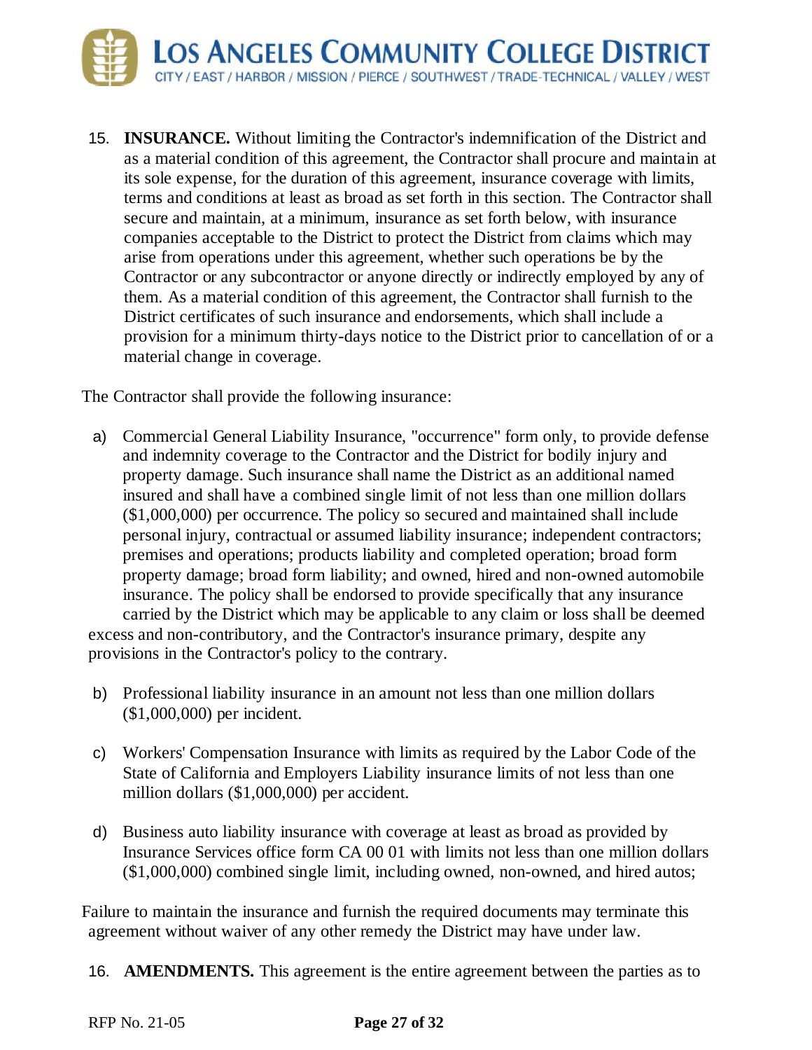15. **INSURANCE.** Without limiting the Contractor's indemnification of the District and as a material condition of this agreement, the Contractor shall procure and maintain at its sole expense, for the duration of this agreement, insurance coverage with limits, terms and conditions at least as broad as set forth in this section. The Contractor shall secure and maintain, at a minimum, insurance as set forth below, with insurance companies acceptable to the District to protect the District from claims which may arise from operations under this agreement, whether such operations be by the Contractor or any subcontractor or anyone directly or indirectly employed by any of them. As a material condition of this agreement, the Contractor shall furnish to the District certificates of such insurance and endorsements, which shall include a provision for a minimum thirty-days notice to the District prior to cancellation of or a material change in coverage.

The Contractor shall provide the following insurance:

a) Commercial General Liability Insurance, "occurrence" form only, to provide defense and indemnity coverage to the Contractor and the District for bodily injury and property damage. Such insurance shall name the District as an additional named insured and shall have a combined single limit of not less than one million dollars ($1,000,000) per occurrence. The policy so secured and maintained shall include personal injury, contractual or assumed liability insurance; independent contractors; premises and operations; products liability and completed operation; broad form property damage; broad form liability; and owned, hired and non-owned automobile insurance. The policy shall be endorsed to provide specifically that any insurance carried by the District which may be applicable to any claim or loss shall be deemed excess and non-contributory, and the Contractor's insurance primary, despite any provisions in the Contractor's policy to the contrary.

b) Professional liability insurance in an amount not less than one million dollars ($1,000,000) per incident.

c) Workers' Compensation Insurance with limits as required by the Labor Code of the State of California and Employers Liability insurance limits of not less than one million dollars ($1,000,000) per accident.

d) Business auto liability insurance with coverage at least as broad as provided by Insurance Services office form CA 00 01 with limits not less than one million dollars ($1,000,000) combined single limit, including owned, non-owned, and hired autos;

Failure to maintain the insurance and furnish the required documents may terminate this agreement without waiver of any other remedy the District may have under law.

16. **AMENDMENTS.** This agreement is the entire agreement between the parties as to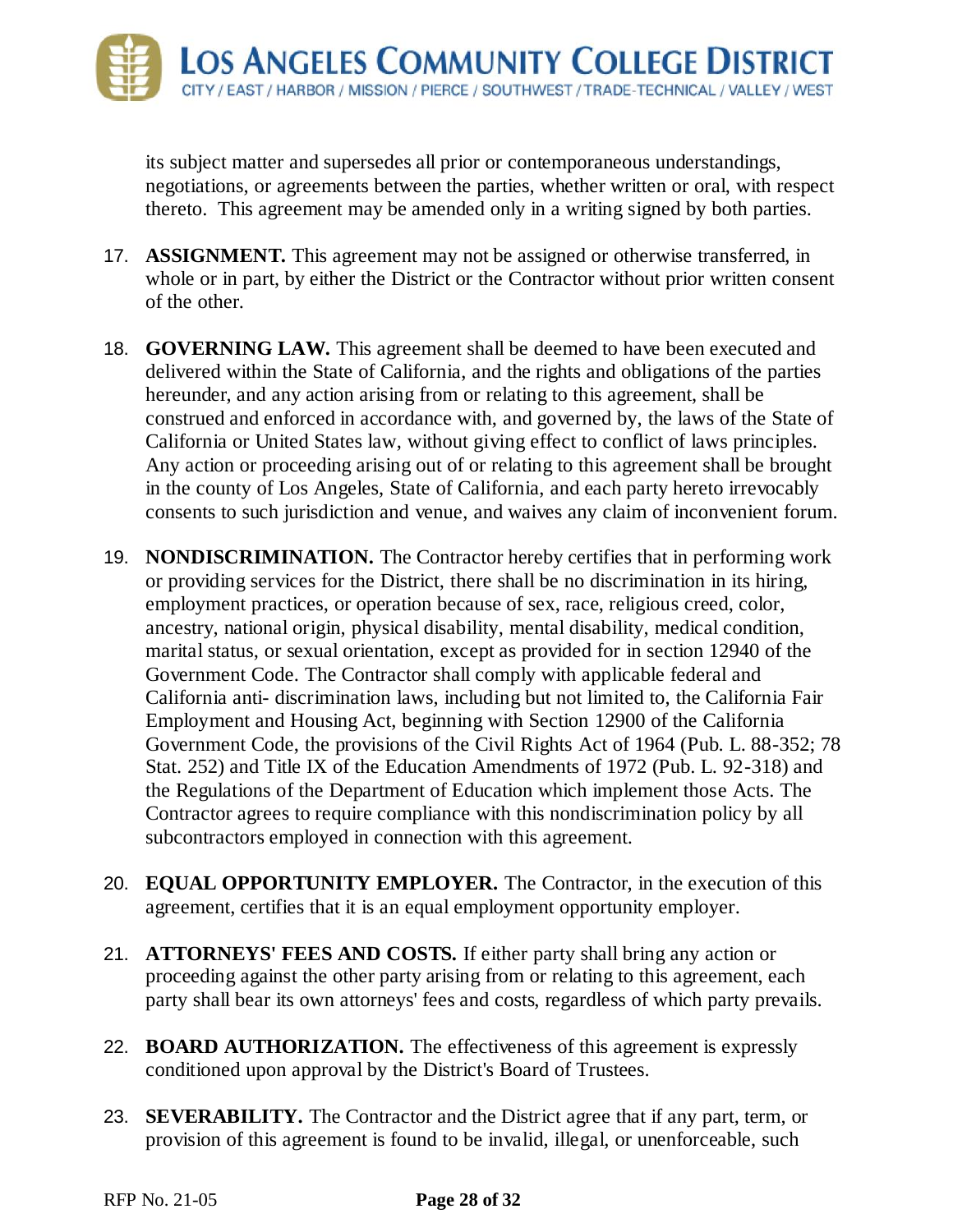its subject matter and supersedes all prior or contemporaneous understandings, negotiations, or agreements between the parties, whether written or oral, with respect thereto. This agreement may be amended only in a writing signed by both parties.

17. **ASSIGNMENT.** This agreement may not be assigned or otherwise transferred, in whole or in part, by either the District or the Contractor without prior written consent of the other.

18. **GOVERNING LAW.** This agreement shall be deemed to have been executed and delivered within the State of California, and the rights and obligations of the parties hereunder, and any action arising from or relating to this agreement, shall be construed and enforced in accordance with, and governed by, the laws of the State of California or United States law, without giving effect to conflict of laws principles. Any action or proceeding arising out of or relating to this agreement shall be brought in the county of Los Angeles, State of California, and each party hereto irrevocably consents to such jurisdiction and venue, and waives any claim of inconvenient forum.

19. **NONDISCRIMINATION.** The Contractor hereby certifies that in performing work or providing services for the District, there shall be no discrimination in its hiring, employment practices, or operation because of sex, race, religious creed, color, ancestry, national origin, physical disability, mental disability, medical condition, marital status, or sexual orientation, except as provided for in section 12940 of the Government Code. The Contractor shall comply with applicable federal and California anti- discrimination laws, including but not limited to, the California Fair Employment and Housing Act, beginning with Section 12900 of the California Government Code, the provisions of the Civil Rights Act of 1964 (Pub. L. 88-352; 78 Stat. 252) and Title IX of the Education Amendments of 1972 (Pub. L. 92-318) and the Regulations of the Department of Education which implement those Acts. The Contractor agrees to require compliance with this nondiscrimination policy by all subcontractors employed in connection with this agreement.

20. **EQUAL OPPORTUNITY EMPLOYER.** The Contractor, in the execution of this agreement, certifies that it is an equal employment opportunity employer.

21. **ATTORNEYS' FEES AND COSTS.** If either party shall bring any action or proceeding against the other party arising from or relating to this agreement, each party shall bear its own attorneys' fees and costs, regardless of which party prevails.

22. **BOARD AUTHORIZATION.** The effectiveness of this agreement is expressly conditioned upon approval by the District's Board of Trustees.

23. **SEVERABILITY.** The Contractor and the District agree that if any part, term, or provision of this agreement is found to be invalid, illegal, or unenforceable, such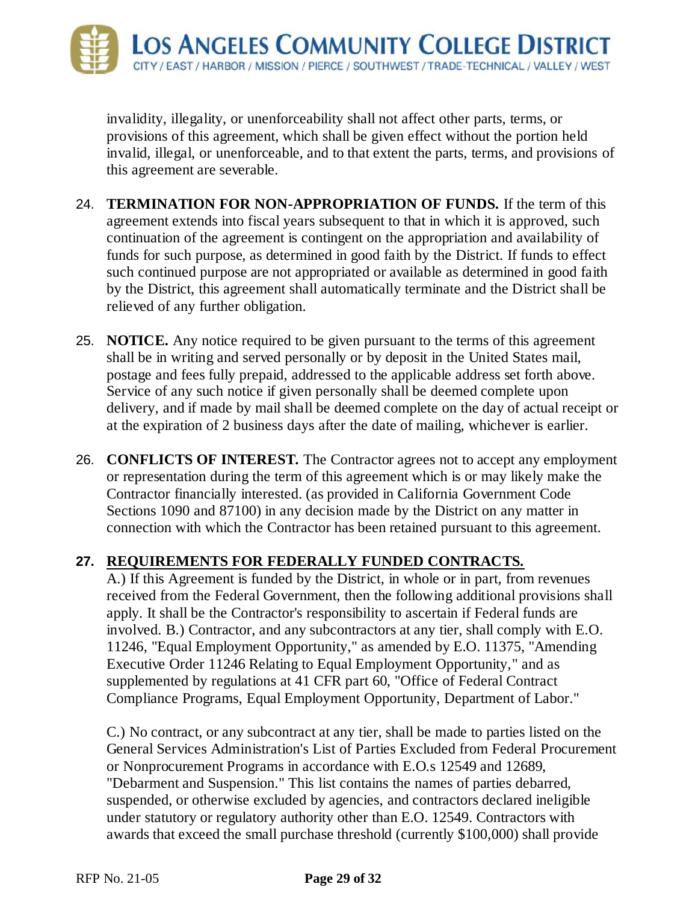invalidity, illegality, or unenforceability shall not affect other parts, terms, or provisions of this agreement, which shall be given effect without the portion held invalid, illegal, or unenforceable, and to that extent the parts, terms, and provisions of this agreement are severable.

24. **TERMINATION FOR NON-APPROPRIATION OF FUNDS.** If the term of this agreement extends into fiscal years subsequent to that in which it is approved, such continuation of the agreement is contingent on the appropriation and availability of funds for such purpose, as determined in good faith by the District. If funds to effect such continued purpose are not appropriated or available as determined in good faith by the District, this agreement shall automatically terminate and the District shall be relieved of any further obligation.

25. **NOTICE.** Any notice required to be given pursuant to the terms of this agreement shall be in writing and served personally or by deposit in the United States mail, postage and fees fully prepaid, addressed to the applicable address set forth above. Service of any such notice if given personally shall be deemed complete upon delivery, and if made by mail shall be deemed complete on the day of actual receipt or at the expiration of 2 business days after the date of mailing, whichever is earlier.

26. **CONFLICTS OF INTEREST.** The Contractor agrees not to accept any employment or representation during the term of this agreement which is or may likely make the Contractor financially interested. (as provided in California Government Code Sections 1090 and 87100) in any decision made by the District on any matter in connection with which the Contractor has been retained pursuant to this agreement.

27. **REQUIREMENTS FOR FEDERALLY FUNDED CONTRACTS.**
A.) If this Agreement is funded by the District, in whole or in part, from revenues received from the Federal Government, then the following additional provisions shall apply. It shall be the Contractor's responsibility to ascertain if Federal funds are involved. B.) Contractor, and any subcontractors at any tier, shall comply with E.O. 11246, "Equal Employment Opportunity," as amended by E.O. 11375, "Amending Executive Order 11246 Relating to Equal Employment Opportunity," and as supplemented by regulations at 41 CFR part 60, "Office of Federal Contract Compliance Programs, Equal Employment Opportunity, Department of Labor."

    C.) No contract, or any subcontract at any tier, shall be made to parties listed on the General Services Administration's List of Parties Excluded from Federal Procurement or Nonprocurement Programs in accordance with E.O.s 12549 and 12689, "Debarment and Suspension." This list contains the names of parties debarred, suspended, or otherwise excluded by agencies, and contractors declared ineligible under statutory or regulatory authority other than E.O. 12549. Contractors with awards that exceed the small purchase threshold (currently $100,000) shall provide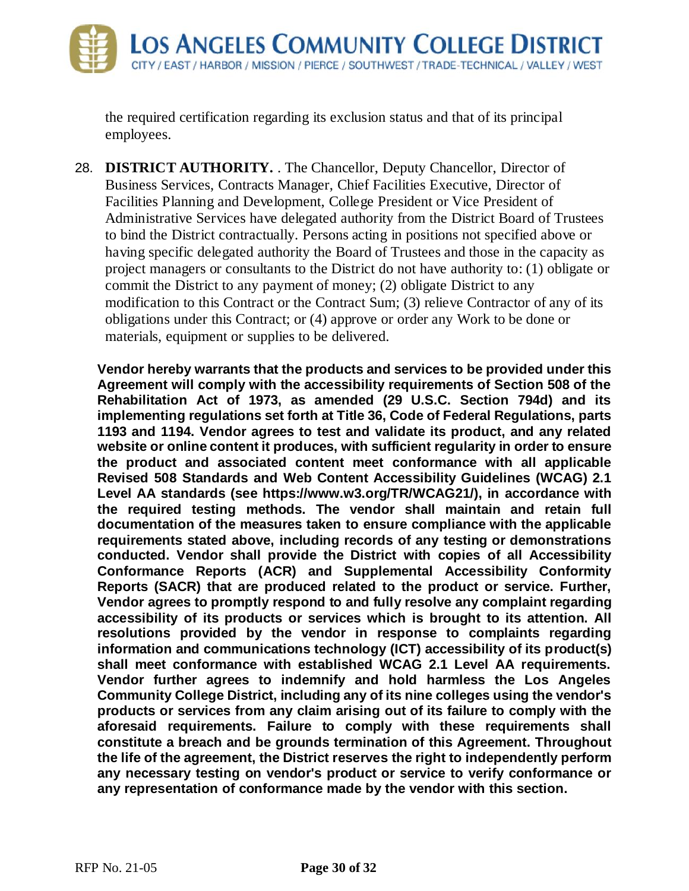the required certification regarding its exclusion status and that of its principal employees.

28. **DISTRICT AUTHORITY.** . The Chancellor, Deputy Chancellor, Director of Business Services, Contracts Manager, Chief Facilities Executive, Director of Facilities Planning and Development, College President or Vice President of Administrative Services have delegated authority from the District Board of Trustees to bind the District contractually. Persons acting in positions not specified above or having specific delegated authority the Board of Trustees and those in the capacity as project managers or consultants to the District do not have authority to: (1) obligate or commit the District to any payment of money; (2) obligate District to any modification to this Contract or the Contract Sum; (3) relieve Contractor of any of its obligations under this Contract; or (4) approve or order any Work to be done or materials, equipment or supplies to be delivered.

**Vendor hereby warrants that the products and services to be provided under this Agreement will comply with the accessibility requirements of Section 508 of the Rehabilitation Act of 1973, as amended (29 U.S.C. Section 794d) and its implementing regulations set forth at Title 36, Code of Federal Regulations, parts 1193 and 1194. Vendor agrees to test and validate its product, and any related website or online content it produces, with sufficient regularity in order to ensure the product and associated content meet conformance with all applicable Revised 508 Standards and Web Content Accessibility Guidelines (WCAG) 2.1 Level AA standards (see https://www.w3.org/TR/WCAG21/), in accordance with the required testing methods. The vendor shall maintain and retain full documentation of the measures taken to ensure compliance with the applicable requirements stated above, including records of any testing or demonstrations conducted. Vendor shall provide the District with copies of all Accessibility Conformance Reports (ACR) and Supplemental Accessibility Conformity Reports (SACR) that are produced related to the product or service. Further, Vendor agrees to promptly respond to and fully resolve any complaint regarding accessibility of its products or services which is brought to its attention. All resolutions provided by the vendor in response to complaints regarding information and communications technology (ICT) accessibility of its product(s) shall meet conformance with established WCAG 2.1 Level AA requirements. Vendor further agrees to indemnify and hold harmless the Los Angeles Community College District, including any of its nine colleges using the vendor's products or services from any claim arising out of its failure to comply with the aforesaid requirements. Failure to comply with these requirements shall constitute a breach and be grounds termination of this Agreement. Throughout the life of the agreement, the District reserves the right to independently perform any necessary testing on vendor's product or service to verify conformance or any representation of conformance made by the vendor with this section.**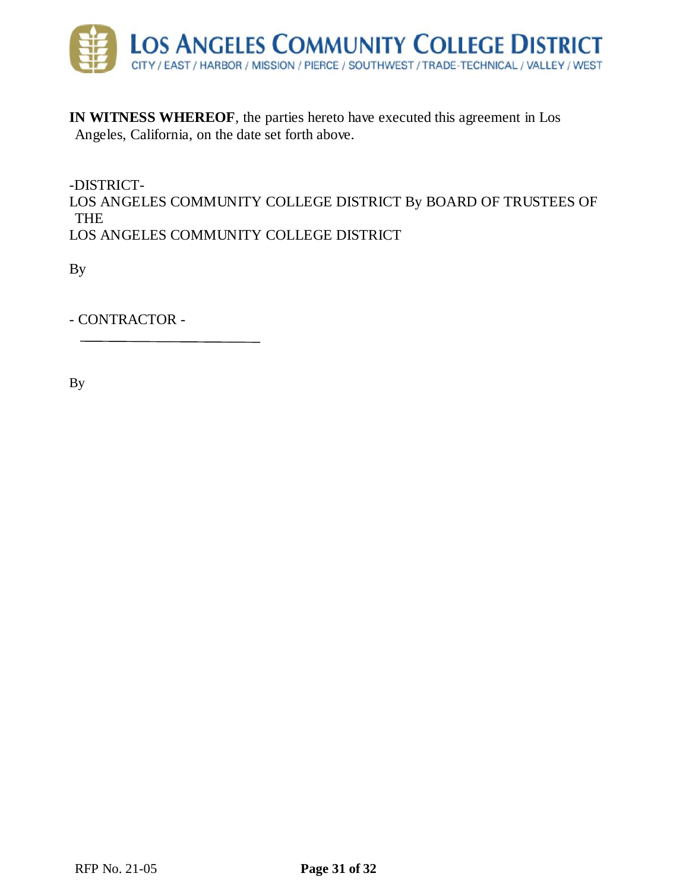**IN WITNESS WHEREOF**, the parties hereto have executed this agreement in Los Angeles, California, on the date set forth above.

-DISTRICT-
LOS ANGELES COMMUNITY COLLEGE DISTRICT By BOARD OF TRUSTEES OF THE
LOS ANGELES COMMUNITY COLLEGE DISTRICT

By

- CONTRACTOR -

\_\_\_\_\_\_\_\_\_\_\_\_\_\_\_\_\_\_\_\_\_\_\_\_\_\_\_\_

By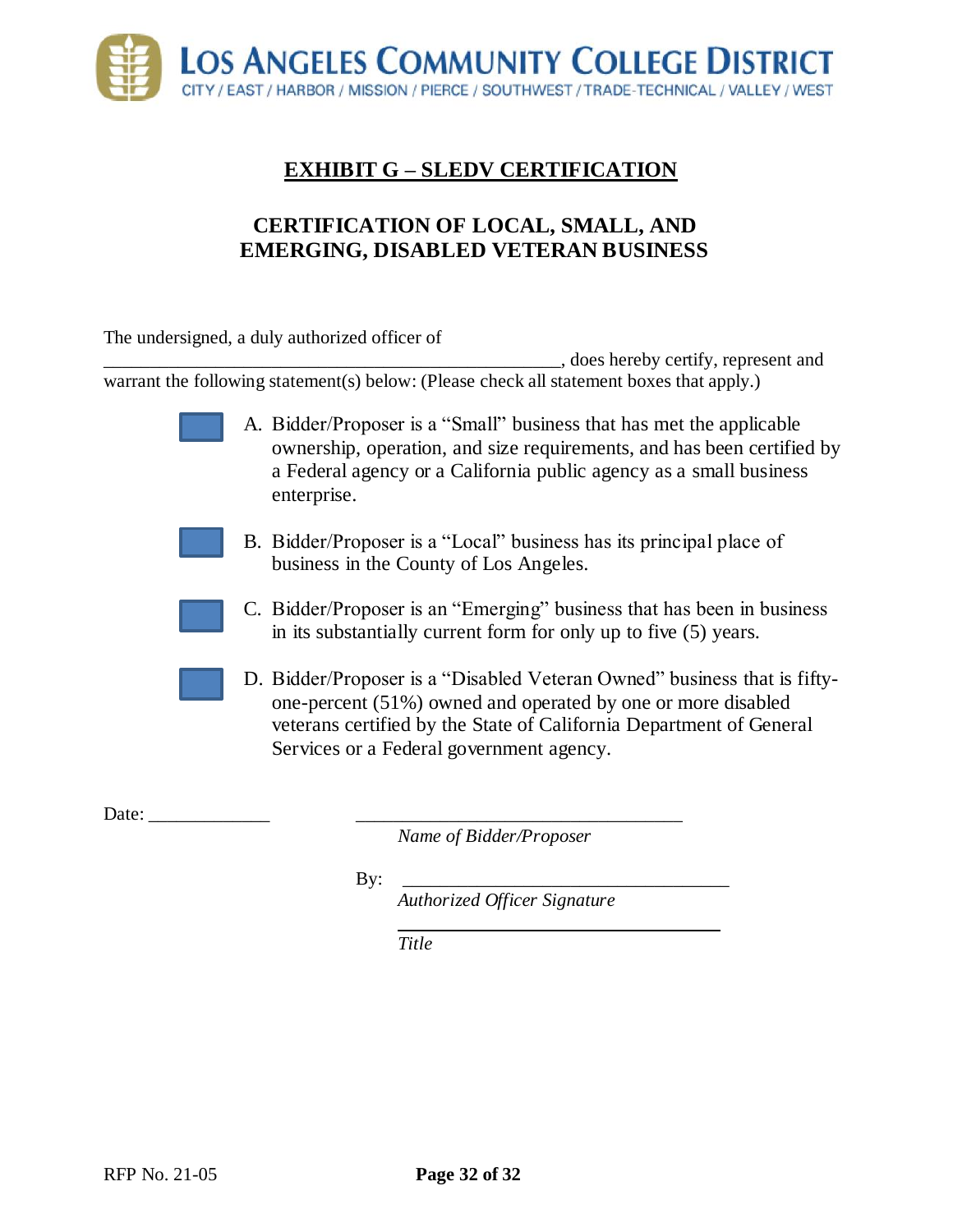## EXHIBIT G – SLEDV CERTIFICATION

### CERTIFICATION OF LOCAL, SMALL, AND EMERGING, DISABLED VETERAN BUSINESS

The undersigned, a duly authorized officer of ________________________________________________, does hereby certify, represent and warrant the following statement(s) below: (Please check all statement boxes that apply.)

- ☐ A. Bidder/Proposer is a "Small" business that has met the applicable ownership, operation, and size requirements, and has been certified by a Federal agency or a California public agency as a small business enterprise.

- ☐ B. Bidder/Proposer is a "Local" business has its principal place of business in the County of Los Angeles.

- ☐ C. Bidder/Proposer is an "Emerging" business that has been in business in its substantially current form for only up to five (5) years.

- ☐ D. Bidder/Proposer is a "Disabled Veteran Owned" business that is fifty-one-percent (51%) owned and operated by one or more disabled veterans certified by the State of California Department of General Services or a Federal government agency.

Date: _____________

___________________________________
*Name of Bidder/Proposer*

By: ___________________________________
*Authorized Officer Signature*

___________________________________
*Title*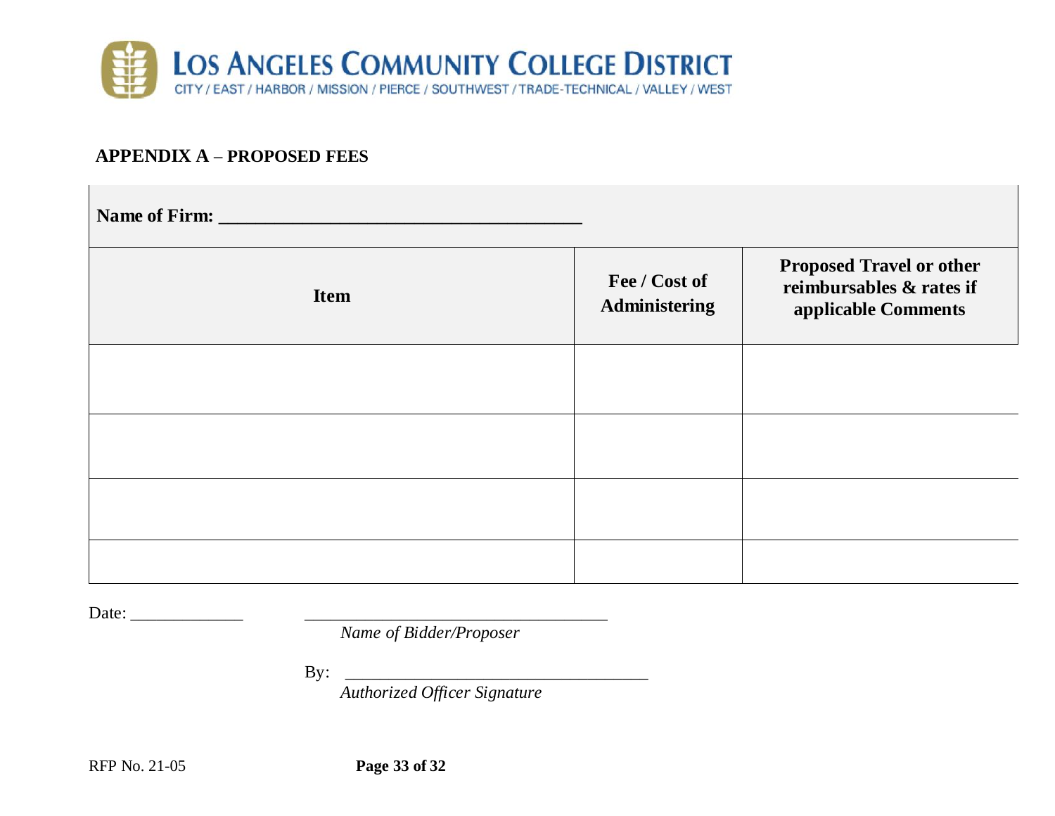**LOS ANGELES COMMUNITY COLLEGE DISTRICT**
CITY / EAST / HARBOR / MISSION / PIERCE / SOUTHWEST / TRADE-TECHNICAL / VALLEY / WEST

## APPENDIX A – PROPOSED FEES

**Name of Firm:** ______________________________________

| Item | Fee / Cost of Administering | Proposed Travel or other reimbursables & rates if applicable Comments |
|---|---|---|
| | | |
| | | |
| | | |
| | | |

Date: _____________ ____________________________________
*Name of Bidder/Proposer*

By: ____________________________________
*Authorized Officer Signature*